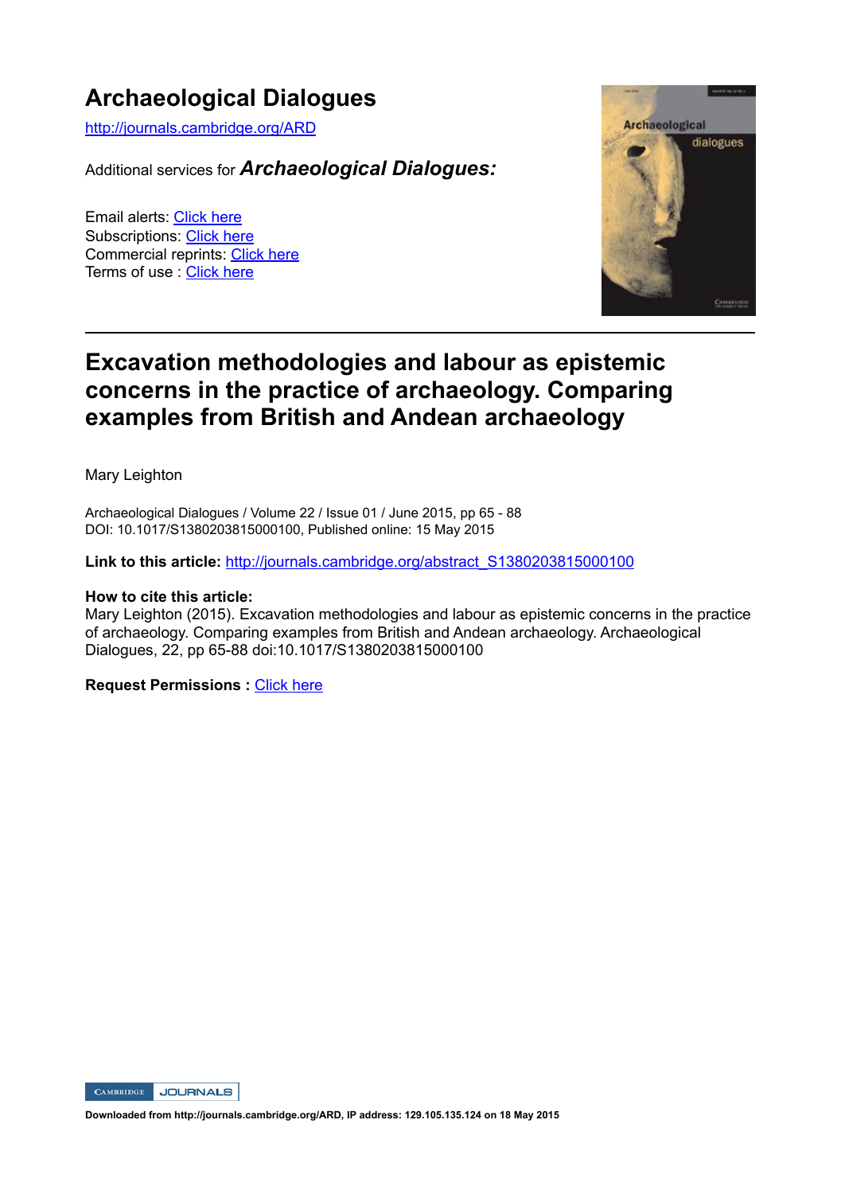# Archaeological Dialogues

http://journals.cambridge.org/ARD

Additional services for ***Archaeological Dialogues:***

Email alerts: Click here
Subscriptions: Click here
Commercial reprints: Click here
Terms of use : Click here

---

## Excavation methodologies and labour as epistemic concerns in the practice of archaeology. Comparing examples from British and Andean archaeology

Mary Leighton

Archaeological Dialogues / Volume 22 / Issue 01 / June 2015, pp 65 - 88
DOI: 10.1017/S1380203815000100, Published online: 15 May 2015

**Link to this article:** http://journals.cambridge.org/abstract_S1380203815000100

**How to cite this article:**
Mary Leighton (2015). Excavation methodologies and labour as epistemic concerns in the practice of archaeology. Comparing examples from British and Andean archaeology. Archaeological Dialogues, 22, pp 65-88 doi:10.1017/S1380203815000100

**Request Permissions :** Click here

**Downloaded from http://journals.cambridge.org/ARD, IP address: 129.105.135.124 on 18 May 2015**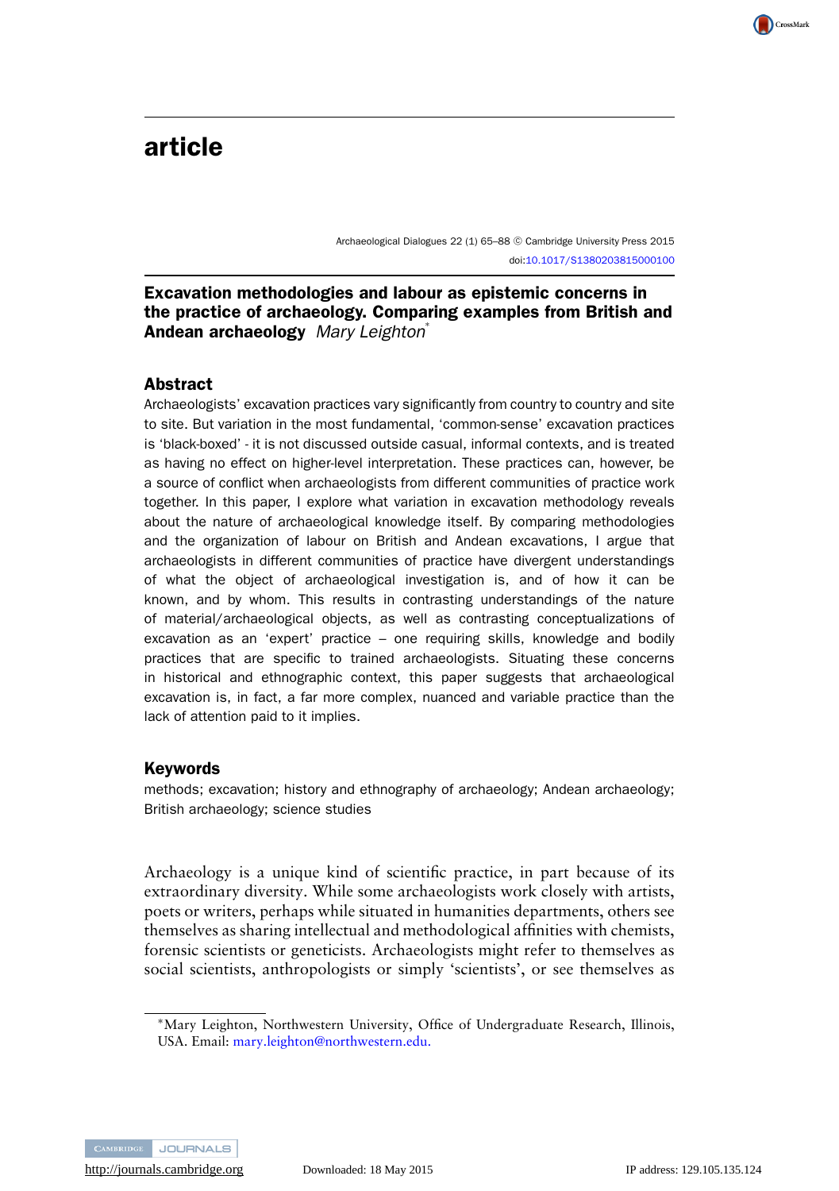# article

Archaeological Dialogues 22 (1) 65–88 © Cambridge University Press 2015
doi:10.1017/S1380203815000100

## Excavation methodologies and labour as epistemic concerns in the practice of archaeology. Comparing examples from British and Andean archaeology *Mary Leighton*[*]

### Abstract

Archaeologists' excavation practices vary significantly from country to country and site to site. But variation in the most fundamental, 'common-sense' excavation practices is 'black-boxed' - it is not discussed outside casual, informal contexts, and is treated as having no effect on higher-level interpretation. These practices can, however, be a source of conflict when archaeologists from different communities of practice work together. In this paper, I explore what variation in excavation methodology reveals about the nature of archaeological knowledge itself. By comparing methodologies and the organization of labour on British and Andean excavations, I argue that archaeologists in different communities of practice have divergent understandings of what the object of archaeological investigation is, and of how it can be known, and by whom. This results in contrasting understandings of the nature of material/archaeological objects, as well as contrasting conceptualizations of excavation as an 'expert' practice – one requiring skills, knowledge and bodily practices that are specific to trained archaeologists. Situating these concerns in historical and ethnographic context, this paper suggests that archaeological excavation is, in fact, a far more complex, nuanced and variable practice than the lack of attention paid to it implies.

### Keywords

methods; excavation; history and ethnography of archaeology; Andean archaeology; British archaeology; science studies

Archaeology is a unique kind of scientific practice, in part because of its extraordinary diversity. While some archaeologists work closely with artists, poets or writers, perhaps while situated in humanities departments, others see themselves as sharing intellectual and methodological affinities with chemists, forensic scientists or geneticists. Archaeologists might refer to themselves as social scientists, anthropologists or simply 'scientists', or see themselves as

[*]Mary Leighton, Northwestern University, Office of Undergraduate Research, Illinois, USA. Email: mary.leighton@northwestern.edu.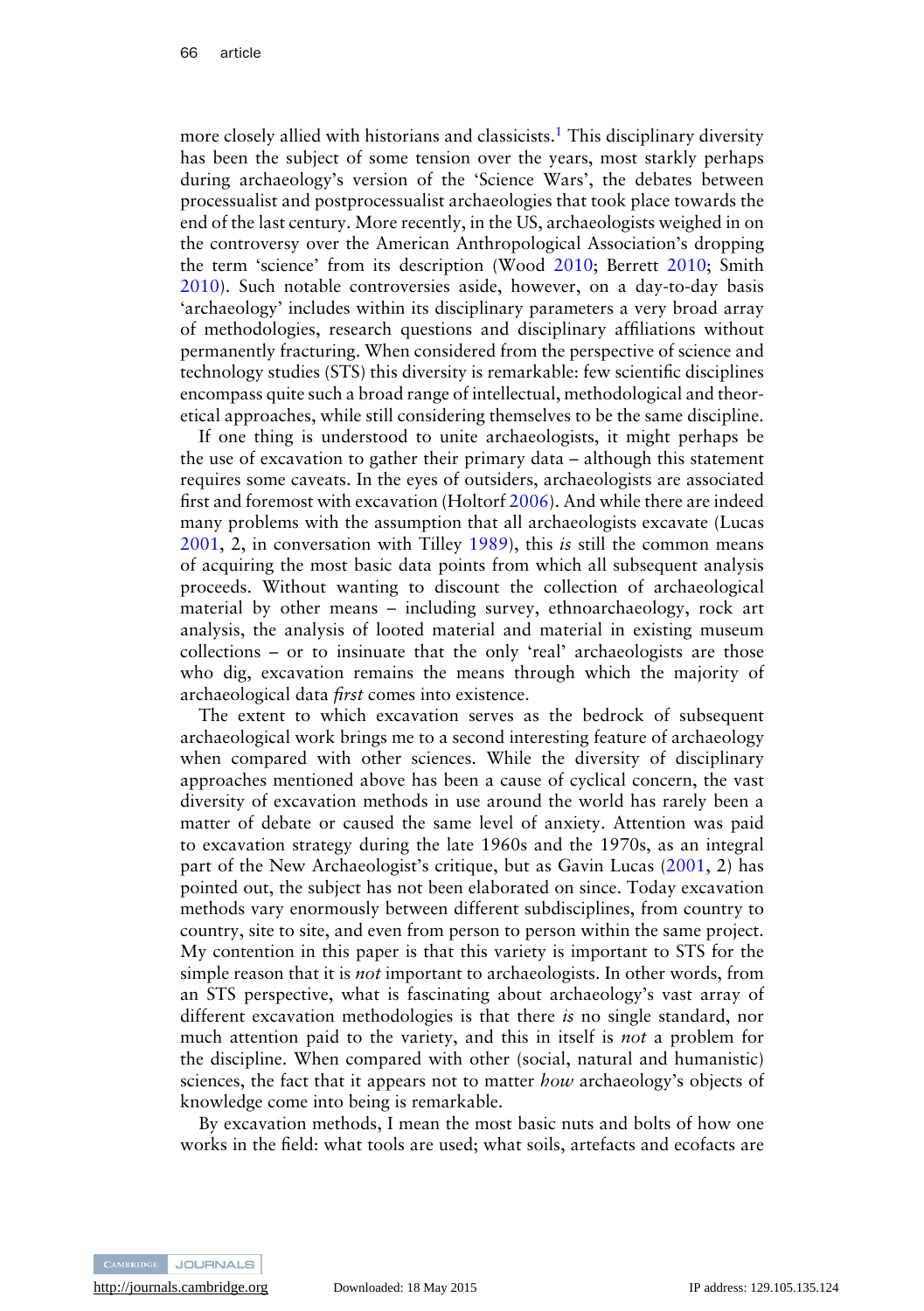more closely allied with historians and classicists.[1] This disciplinary diversity has been the subject of some tension over the years, most starkly perhaps during archaeology's version of the 'Science Wars', the debates between processualist and postprocessualist archaeologies that took place towards the end of the last century. More recently, in the US, archaeologists weighed in on the controversy over the American Anthropological Association's dropping the term 'science' from its description (Wood 2010; Berrett 2010; Smith 2010). Such notable controversies aside, however, on a day-to-day basis 'archaeology' includes within its disciplinary parameters a very broad array of methodologies, research questions and disciplinary affiliations without permanently fracturing. When considered from the perspective of science and technology studies (STS) this diversity is remarkable: few scientific disciplines encompass quite such a broad range of intellectual, methodological and theoretical approaches, while still considering themselves to be the same discipline.

If one thing is understood to unite archaeologists, it might perhaps be the use of excavation to gather their primary data – although this statement requires some caveats. In the eyes of outsiders, archaeologists are associated first and foremost with excavation (Holtorf 2006). And while there are indeed many problems with the assumption that all archaeologists excavate (Lucas 2001, 2, in conversation with Tilley 1989), this *is* still the common means of acquiring the most basic data points from which all subsequent analysis proceeds. Without wanting to discount the collection of archaeological material by other means – including survey, ethnoarchaeology, rock art analysis, the analysis of looted material and material in existing museum collections – or to insinuate that the only 'real' archaeologists are those who dig, excavation remains the means through which the majority of archaeological data *first* comes into existence.

The extent to which excavation serves as the bedrock of subsequent archaeological work brings me to a second interesting feature of archaeology when compared with other sciences. While the diversity of disciplinary approaches mentioned above has been a cause of cyclical concern, the vast diversity of excavation methods in use around the world has rarely been a matter of debate or caused the same level of anxiety. Attention was paid to excavation strategy during the late 1960s and the 1970s, as an integral part of the New Archaeologist's critique, but as Gavin Lucas (2001, 2) has pointed out, the subject has not been elaborated on since. Today excavation methods vary enormously between different subdisciplines, from country to country, site to site, and even from person to person within the same project. My contention in this paper is that this variety is important to STS for the simple reason that it is *not* important to archaeologists. In other words, from an STS perspective, what is fascinating about archaeology's vast array of different excavation methodologies is that there *is* no single standard, nor much attention paid to the variety, and this in itself is *not* a problem for the discipline. When compared with other (social, natural and humanistic) sciences, the fact that it appears not to matter *how* archaeology's objects of knowledge come into being is remarkable.

By excavation methods, I mean the most basic nuts and bolts of how one works in the field: what tools are used; what soils, artefacts and ecofacts are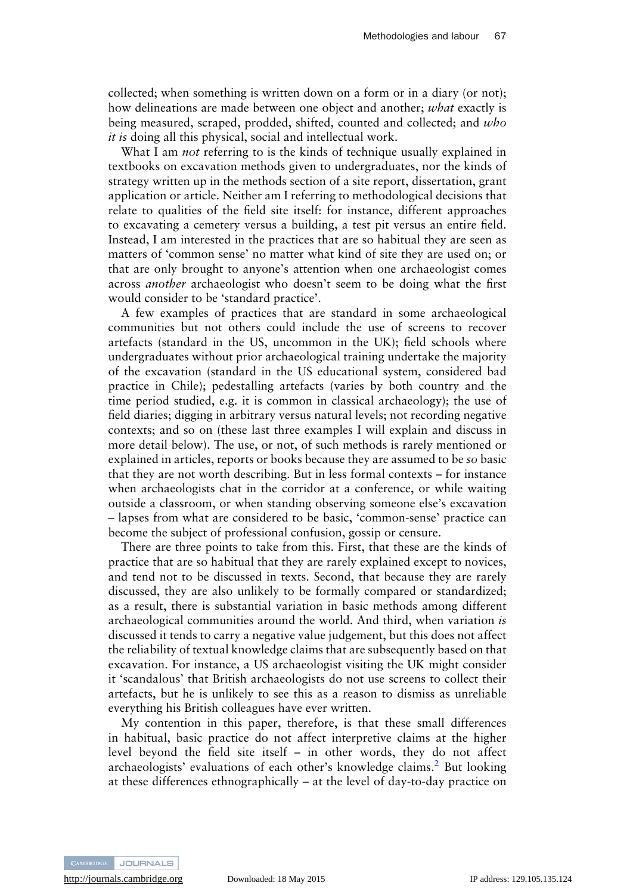collected; when something is written down on a form or in a diary (or not); how delineations are made between one object and another; *what* exactly is being measured, scraped, prodded, shifted, counted and collected; and *who it is* doing all this physical, social and intellectual work.

What I am *not* referring to is the kinds of technique usually explained in textbooks on excavation methods given to undergraduates, nor the kinds of strategy written up in the methods section of a site report, dissertation, grant application or article. Neither am I referring to methodological decisions that relate to qualities of the field site itself: for instance, different approaches to excavating a cemetery versus a building, a test pit versus an entire field. Instead, I am interested in the practices that are so habitual they are seen as matters of 'common sense' no matter what kind of site they are used on; or that are only brought to anyone's attention when one archaeologist comes across *another* archaeologist who doesn't seem to be doing what the first would consider to be 'standard practice'.

A few examples of practices that are standard in some archaeological communities but not others could include the use of screens to recover artefacts (standard in the US, uncommon in the UK); field schools where undergraduates without prior archaeological training undertake the majority of the excavation (standard in the US educational system, considered bad practice in Chile); pedestalling artefacts (varies by both country and the time period studied, e.g. it is common in classical archaeology); the use of field diaries; digging in arbitrary versus natural levels; not recording negative contexts; and so on (these last three examples I will explain and discuss in more detail below). The use, or not, of such methods is rarely mentioned or explained in articles, reports or books because they are assumed to be *so* basic that they are not worth describing. But in less formal contexts – for instance when archaeologists chat in the corridor at a conference, or while waiting outside a classroom, or when standing observing someone else's excavation – lapses from what are considered to be basic, 'common-sense' practice can become the subject of professional confusion, gossip or censure.

There are three points to take from this. First, that these are the kinds of practice that are so habitual that they are rarely explained except to novices, and tend not to be discussed in texts. Second, that because they are rarely discussed, they are also unlikely to be formally compared or standardized; as a result, there is substantial variation in basic methods among different archaeological communities around the world. And third, when variation *is* discussed it tends to carry a negative value judgement, but this does not affect the reliability of textual knowledge claims that are subsequently based on that excavation. For instance, a US archaeologist visiting the UK might consider it 'scandalous' that British archaeologists do not use screens to collect their artefacts, but he is unlikely to see this as a reason to dismiss as unreliable everything his British colleagues have ever written.

My contention in this paper, therefore, is that these small differences in habitual, basic practice do not affect interpretive claims at the higher level beyond the field site itself – in other words, they do not affect archaeologists' evaluations of each other's knowledge claims.[2] But looking at these differences ethnographically – at the level of day-to-day practice on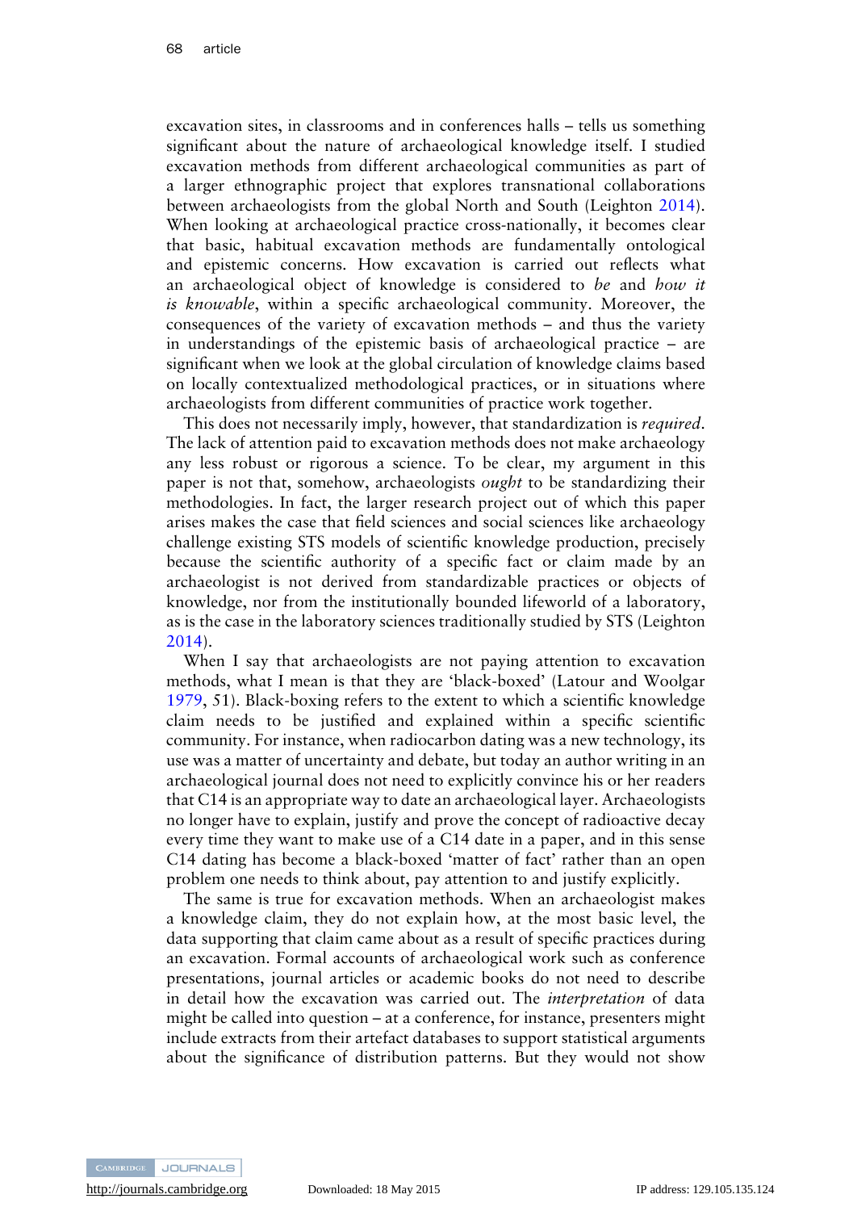excavation sites, in classrooms and in conferences halls – tells us something significant about the nature of archaeological knowledge itself. I studied excavation methods from different archaeological communities as part of a larger ethnographic project that explores transnational collaborations between archaeologists from the global North and South (Leighton 2014). When looking at archaeological practice cross-nationally, it becomes clear that basic, habitual excavation methods are fundamentally ontological and epistemic concerns. How excavation is carried out reflects what an archaeological object of knowledge is considered to *be* and *how it is knowable*, within a specific archaeological community. Moreover, the consequences of the variety of excavation methods – and thus the variety in understandings of the epistemic basis of archaeological practice – are significant when we look at the global circulation of knowledge claims based on locally contextualized methodological practices, or in situations where archaeologists from different communities of practice work together.

This does not necessarily imply, however, that standardization is *required*. The lack of attention paid to excavation methods does not make archaeology any less robust or rigorous a science. To be clear, my argument in this paper is not that, somehow, archaeologists *ought* to be standardizing their methodologies. In fact, the larger research project out of which this paper arises makes the case that field sciences and social sciences like archaeology challenge existing STS models of scientific knowledge production, precisely because the scientific authority of a specific fact or claim made by an archaeologist is not derived from standardizable practices or objects of knowledge, nor from the institutionally bounded lifeworld of a laboratory, as is the case in the laboratory sciences traditionally studied by STS (Leighton 2014).

When I say that archaeologists are not paying attention to excavation methods, what I mean is that they are 'black-boxed' (Latour and Woolgar 1979, 51). Black-boxing refers to the extent to which a scientific knowledge claim needs to be justified and explained within a specific scientific community. For instance, when radiocarbon dating was a new technology, its use was a matter of uncertainty and debate, but today an author writing in an archaeological journal does not need to explicitly convince his or her readers that C14 is an appropriate way to date an archaeological layer. Archaeologists no longer have to explain, justify and prove the concept of radioactive decay every time they want to make use of a C14 date in a paper, and in this sense C14 dating has become a black-boxed 'matter of fact' rather than an open problem one needs to think about, pay attention to and justify explicitly.

The same is true for excavation methods. When an archaeologist makes a knowledge claim, they do not explain how, at the most basic level, the data supporting that claim came about as a result of specific practices during an excavation. Formal accounts of archaeological work such as conference presentations, journal articles or academic books do not need to describe in detail how the excavation was carried out. The *interpretation* of data might be called into question – at a conference, for instance, presenters might include extracts from their artefact databases to support statistical arguments about the significance of distribution patterns. But they would not show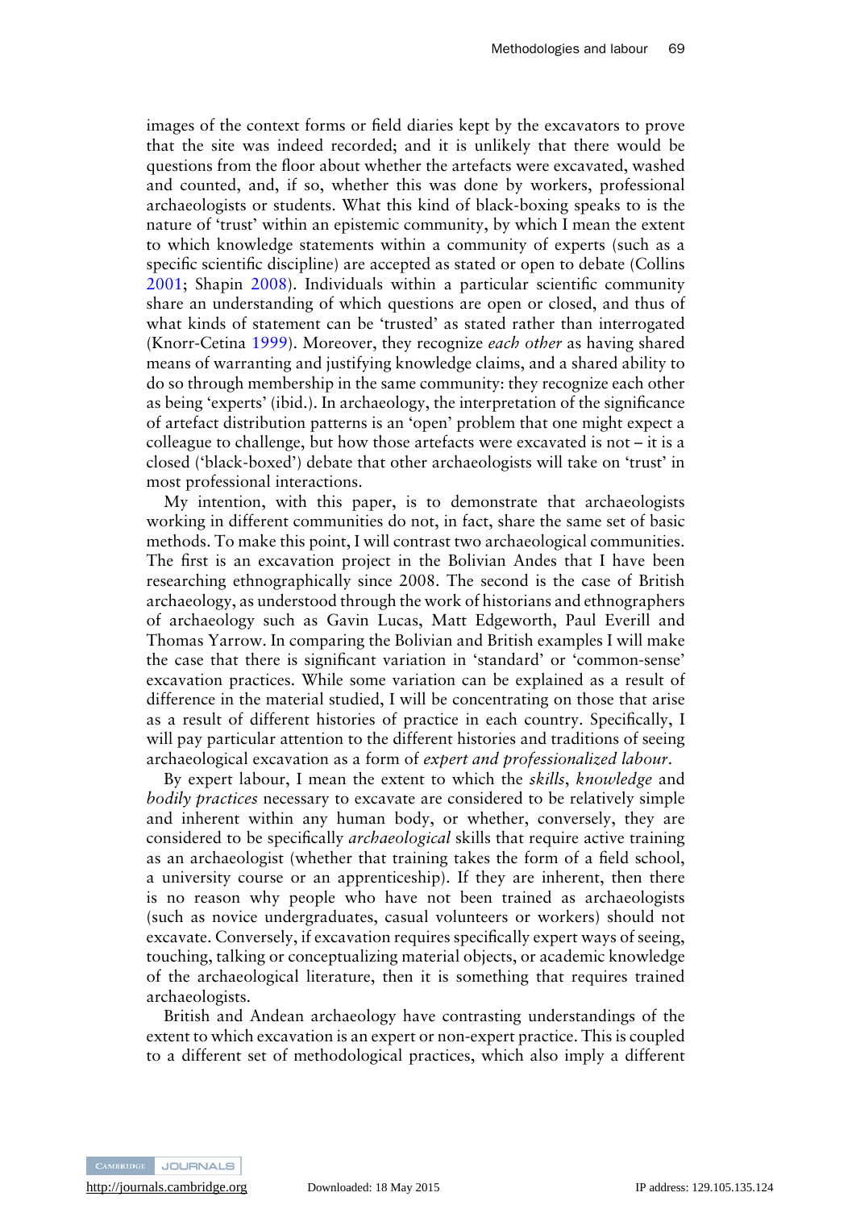images of the context forms or field diaries kept by the excavators to prove that the site was indeed recorded; and it is unlikely that there would be questions from the floor about whether the artefacts were excavated, washed and counted, and, if so, whether this was done by workers, professional archaeologists or students. What this kind of black-boxing speaks to is the nature of 'trust' within an epistemic community, by which I mean the extent to which knowledge statements within a community of experts (such as a specific scientific discipline) are accepted as stated or open to debate (Collins 2001; Shapin 2008). Individuals within a particular scientific community share an understanding of which questions are open or closed, and thus of what kinds of statement can be 'trusted' as stated rather than interrogated (Knorr-Cetina 1999). Moreover, they recognize *each other* as having shared means of warranting and justifying knowledge claims, and a shared ability to do so through membership in the same community: they recognize each other as being 'experts' (ibid.). In archaeology, the interpretation of the significance of artefact distribution patterns is an 'open' problem that one might expect a colleague to challenge, but how those artefacts were excavated is not – it is a closed ('black-boxed') debate that other archaeologists will take on 'trust' in most professional interactions.

My intention, with this paper, is to demonstrate that archaeologists working in different communities do not, in fact, share the same set of basic methods. To make this point, I will contrast two archaeological communities. The first is an excavation project in the Bolivian Andes that I have been researching ethnographically since 2008. The second is the case of British archaeology, as understood through the work of historians and ethnographers of archaeology such as Gavin Lucas, Matt Edgeworth, Paul Everill and Thomas Yarrow. In comparing the Bolivian and British examples I will make the case that there is significant variation in 'standard' or 'common-sense' excavation practices. While some variation can be explained as a result of difference in the material studied, I will be concentrating on those that arise as a result of different histories of practice in each country. Specifically, I will pay particular attention to the different histories and traditions of seeing archaeological excavation as a form of *expert and professionalized labour*.

By expert labour, I mean the extent to which the *skills*, *knowledge* and *bodily practices* necessary to excavate are considered to be relatively simple and inherent within any human body, or whether, conversely, they are considered to be specifically *archaeological* skills that require active training as an archaeologist (whether that training takes the form of a field school, a university course or an apprenticeship). If they are inherent, then there is no reason why people who have not been trained as archaeologists (such as novice undergraduates, casual volunteers or workers) should not excavate. Conversely, if excavation requires specifically expert ways of seeing, touching, talking or conceptualizing material objects, or academic knowledge of the archaeological literature, then it is something that requires trained archaeologists.

British and Andean archaeology have contrasting understandings of the extent to which excavation is an expert or non-expert practice. This is coupled to a different set of methodological practices, which also imply a different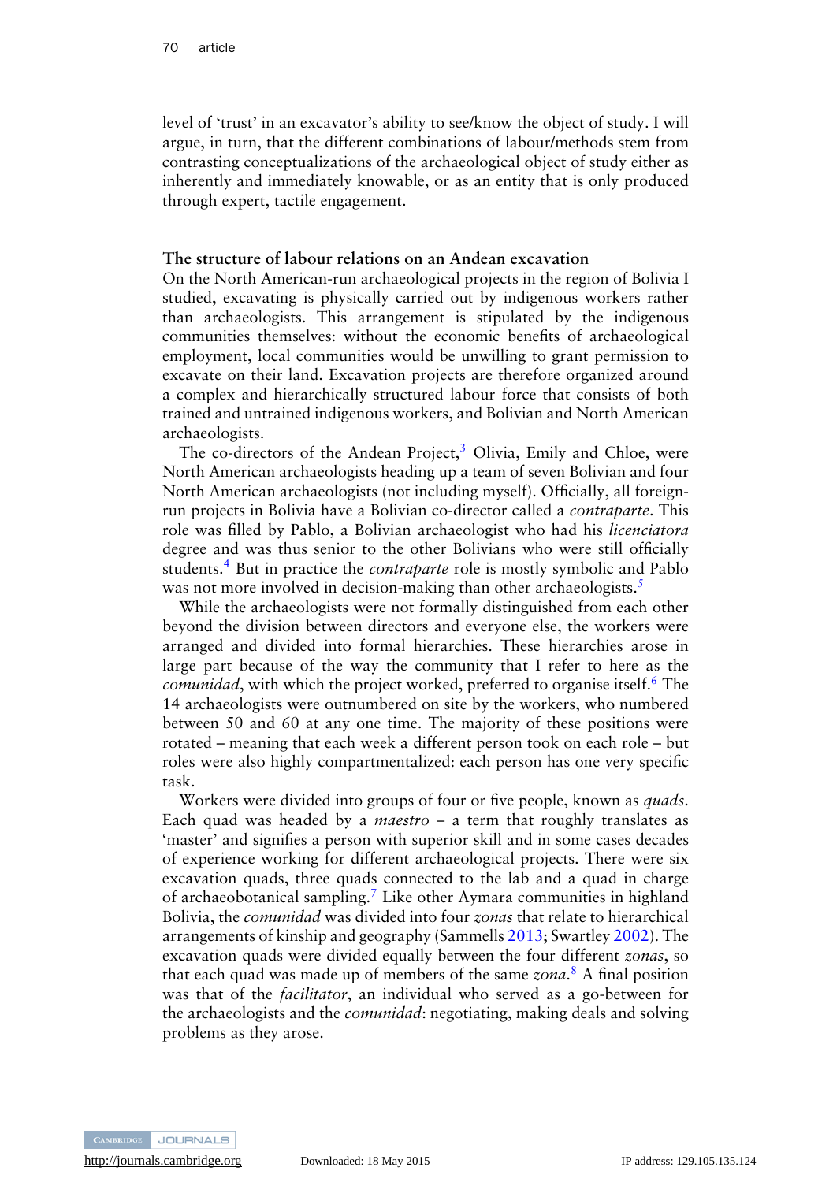level of 'trust' in an excavator's ability to see/know the object of study. I will argue, in turn, that the different combinations of labour/methods stem from contrasting conceptualizations of the archaeological object of study either as inherently and immediately knowable, or as an entity that is only produced through expert, tactile engagement.

## The structure of labour relations on an Andean excavation

On the North American-run archaeological projects in the region of Bolivia I studied, excavating is physically carried out by indigenous workers rather than archaeologists. This arrangement is stipulated by the indigenous communities themselves: without the economic benefits of archaeological employment, local communities would be unwilling to grant permission to excavate on their land. Excavation projects are therefore organized around a complex and hierarchically structured labour force that consists of both trained and untrained indigenous workers, and Bolivian and North American archaeologists.

The co-directors of the Andean Project,[3] Olivia, Emily and Chloe, were North American archaeologists heading up a team of seven Bolivian and four North American archaeologists (not including myself). Officially, all foreign-run projects in Bolivia have a Bolivian co-director called a *contraparte*. This role was filled by Pablo, a Bolivian archaeologist who had his *licenciatora* degree and was thus senior to the other Bolivians who were still officially students.[4] But in practice the *contraparte* role is mostly symbolic and Pablo was not more involved in decision-making than other archaeologists.[5]

While the archaeologists were not formally distinguished from each other beyond the division between directors and everyone else, the workers were arranged and divided into formal hierarchies. These hierarchies arose in large part because of the way the community that I refer to here as the *comunidad*, with which the project worked, preferred to organise itself.[6] The 14 archaeologists were outnumbered on site by the workers, who numbered between 50 and 60 at any one time. The majority of these positions were rotated – meaning that each week a different person took on each role – but roles were also highly compartmentalized: each person has one very specific task.

Workers were divided into groups of four or five people, known as *quads*. Each quad was headed by a *maestro* – a term that roughly translates as 'master' and signifies a person with superior skill and in some cases decades of experience working for different archaeological projects. There were six excavation quads, three quads connected to the lab and a quad in charge of archaeobotanical sampling.[7] Like other Aymara communities in highland Bolivia, the *comunidad* was divided into four *zonas* that relate to hierarchical arrangements of kinship and geography (Sammells 2013; Swartley 2002). The excavation quads were divided equally between the four different *zonas*, so that each quad was made up of members of the same *zona*.[8] A final position was that of the *facilitator*, an individual who served as a go-between for the archaeologists and the *comunidad*: negotiating, making deals and solving problems as they arose.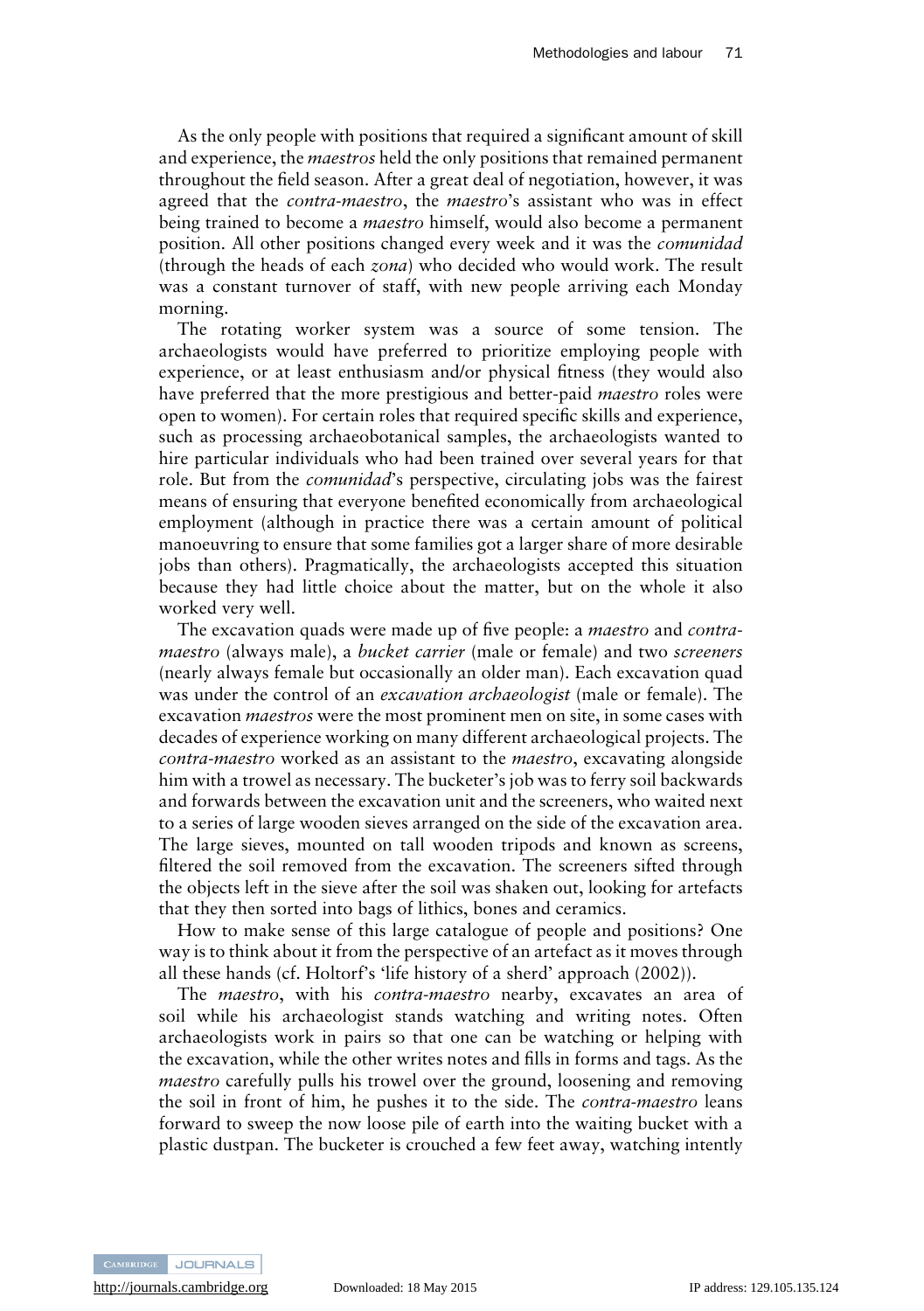As the only people with positions that required a significant amount of skill and experience, the *maestros* held the only positions that remained permanent throughout the field season. After a great deal of negotiation, however, it was agreed that the *contra-maestro*, the *maestro*'s assistant who was in effect being trained to become a *maestro* himself, would also become a permanent position. All other positions changed every week and it was the *comunidad* (through the heads of each *zona*) who decided who would work. The result was a constant turnover of staff, with new people arriving each Monday morning.

The rotating worker system was a source of some tension. The archaeologists would have preferred to prioritize employing people with experience, or at least enthusiasm and/or physical fitness (they would also have preferred that the more prestigious and better-paid *maestro* roles were open to women). For certain roles that required specific skills and experience, such as processing archaeobotanical samples, the archaeologists wanted to hire particular individuals who had been trained over several years for that role. But from the *comunidad*'s perspective, circulating jobs was the fairest means of ensuring that everyone benefited economically from archaeological employment (although in practice there was a certain amount of political manoeuvring to ensure that some families got a larger share of more desirable jobs than others). Pragmatically, the archaeologists accepted this situation because they had little choice about the matter, but on the whole it also worked very well.

The excavation quads were made up of five people: a *maestro* and *contra-maestro* (always male), a *bucket carrier* (male or female) and two *screeners* (nearly always female but occasionally an older man). Each excavation quad was under the control of an *excavation archaeologist* (male or female). The excavation *maestros* were the most prominent men on site, in some cases with decades of experience working on many different archaeological projects. The *contra-maestro* worked as an assistant to the *maestro*, excavating alongside him with a trowel as necessary. The bucketer's job was to ferry soil backwards and forwards between the excavation unit and the screeners, who waited next to a series of large wooden sieves arranged on the side of the excavation area. The large sieves, mounted on tall wooden tripods and known as screens, filtered the soil removed from the excavation. The screeners sifted through the objects left in the sieve after the soil was shaken out, looking for artefacts that they then sorted into bags of lithics, bones and ceramics.

How to make sense of this large catalogue of people and positions? One way is to think about it from the perspective of an artefact as it moves through all these hands (cf. Holtorf's 'life history of a sherd' approach (2002)).

The *maestro*, with his *contra-maestro* nearby, excavates an area of soil while his archaeologist stands watching and writing notes. Often archaeologists work in pairs so that one can be watching or helping with the excavation, while the other writes notes and fills in forms and tags. As the *maestro* carefully pulls his trowel over the ground, loosening and removing the soil in front of him, he pushes it to the side. The *contra-maestro* leans forward to sweep the now loose pile of earth into the waiting bucket with a plastic dustpan. The bucketer is crouched a few feet away, watching intently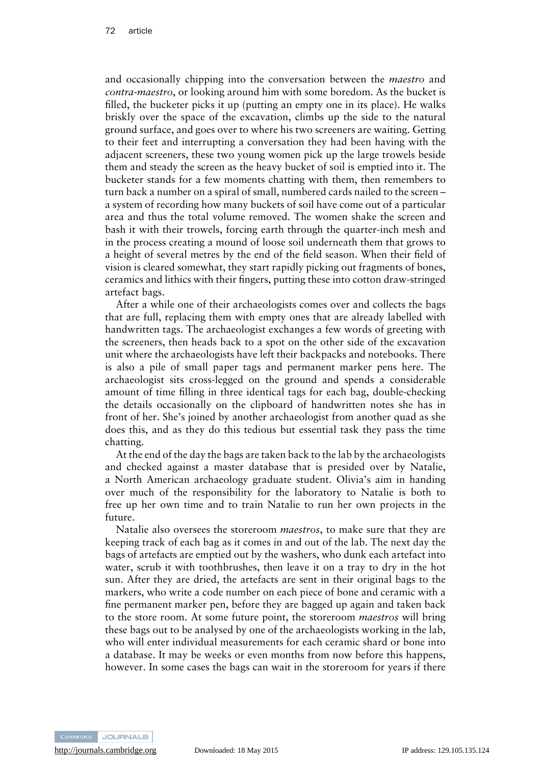and occasionally chipping into the conversation between the *maestro* and *contra-maestro*, or looking around him with some boredom. As the bucket is filled, the bucketer picks it up (putting an empty one in its place). He walks briskly over the space of the excavation, climbs up the side to the natural ground surface, and goes over to where his two screeners are waiting. Getting to their feet and interrupting a conversation they had been having with the adjacent screeners, these two young women pick up the large trowels beside them and steady the screen as the heavy bucket of soil is emptied into it. The bucketer stands for a few moments chatting with them, then remembers to turn back a number on a spiral of small, numbered cards nailed to the screen – a system of recording how many buckets of soil have come out of a particular area and thus the total volume removed. The women shake the screen and bash it with their trowels, forcing earth through the quarter-inch mesh and in the process creating a mound of loose soil underneath them that grows to a height of several metres by the end of the field season. When their field of vision is cleared somewhat, they start rapidly picking out fragments of bones, ceramics and lithics with their fingers, putting these into cotton draw-stringed artefact bags.

After a while one of their archaeologists comes over and collects the bags that are full, replacing them with empty ones that are already labelled with handwritten tags. The archaeologist exchanges a few words of greeting with the screeners, then heads back to a spot on the other side of the excavation unit where the archaeologists have left their backpacks and notebooks. There is also a pile of small paper tags and permanent marker pens here. The archaeologist sits cross-legged on the ground and spends a considerable amount of time filling in three identical tags for each bag, double-checking the details occasionally on the clipboard of handwritten notes she has in front of her. She's joined by another archaeologist from another quad as she does this, and as they do this tedious but essential task they pass the time chatting.

At the end of the day the bags are taken back to the lab by the archaeologists and checked against a master database that is presided over by Natalie, a North American archaeology graduate student. Olivia's aim in handing over much of the responsibility for the laboratory to Natalie is both to free up her own time and to train Natalie to run her own projects in the future.

Natalie also oversees the storeroom *maestros*, to make sure that they are keeping track of each bag as it comes in and out of the lab. The next day the bags of artefacts are emptied out by the washers, who dunk each artefact into water, scrub it with toothbrushes, then leave it on a tray to dry in the hot sun. After they are dried, the artefacts are sent in their original bags to the markers, who write a code number on each piece of bone and ceramic with a fine permanent marker pen, before they are bagged up again and taken back to the store room. At some future point, the storeroom *maestros* will bring these bags out to be analysed by one of the archaeologists working in the lab, who will enter individual measurements for each ceramic shard or bone into a database. It may be weeks or even months from now before this happens, however. In some cases the bags can wait in the storeroom for years if there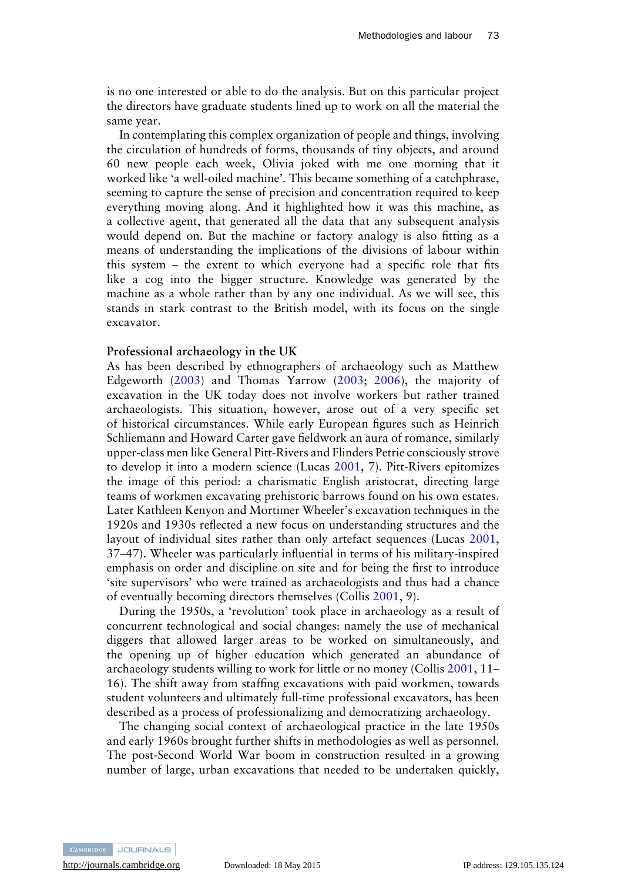is no one interested or able to do the analysis. But on this particular project the directors have graduate students lined up to work on all the material the same year.

In contemplating this complex organization of people and things, involving the circulation of hundreds of forms, thousands of tiny objects, and around 60 new people each week, Olivia joked with me one morning that it worked like 'a well-oiled machine'. This became something of a catchphrase, seeming to capture the sense of precision and concentration required to keep everything moving along. And it highlighted how it was this machine, as a collective agent, that generated all the data that any subsequent analysis would depend on. But the machine or factory analogy is also fitting as a means of understanding the implications of the divisions of labour within this system – the extent to which everyone had a specific role that fits like a cog into the bigger structure. Knowledge was generated by the machine as a whole rather than by any one individual. As we will see, this stands in stark contrast to the British model, with its focus on the single excavator.

**Professional archaeology in the UK**

As has been described by ethnographers of archaeology such as Matthew Edgeworth (2003) and Thomas Yarrow (2003; 2006), the majority of excavation in the UK today does not involve workers but rather trained archaeologists. This situation, however, arose out of a very specific set of historical circumstances. While early European figures such as Heinrich Schliemann and Howard Carter gave fieldwork an aura of romance, similarly upper-class men like General Pitt-Rivers and Flinders Petrie consciously strove to develop it into a modern science (Lucas 2001, 7). Pitt-Rivers epitomizes the image of this period: a charismatic English aristocrat, directing large teams of workmen excavating prehistoric barrows found on his own estates. Later Kathleen Kenyon and Mortimer Wheeler's excavation techniques in the 1920s and 1930s reflected a new focus on understanding structures and the layout of individual sites rather than only artefact sequences (Lucas 2001, 37–47). Wheeler was particularly influential in terms of his military-inspired emphasis on order and discipline on site and for being the first to introduce 'site supervisors' who were trained as archaeologists and thus had a chance of eventually becoming directors themselves (Collis 2001, 9).

During the 1950s, a 'revolution' took place in archaeology as a result of concurrent technological and social changes: namely the use of mechanical diggers that allowed larger areas to be worked on simultaneously, and the opening up of higher education which generated an abundance of archaeology students willing to work for little or no money (Collis 2001, 11–16). The shift away from staffing excavations with paid workmen, towards student volunteers and ultimately full-time professional excavators, has been described as a process of professionalizing and democratizing archaeology.

The changing social context of archaeological practice in the late 1950s and early 1960s brought further shifts in methodologies as well as personnel. The post-Second World War boom in construction resulted in a growing number of large, urban excavations that needed to be undertaken quickly,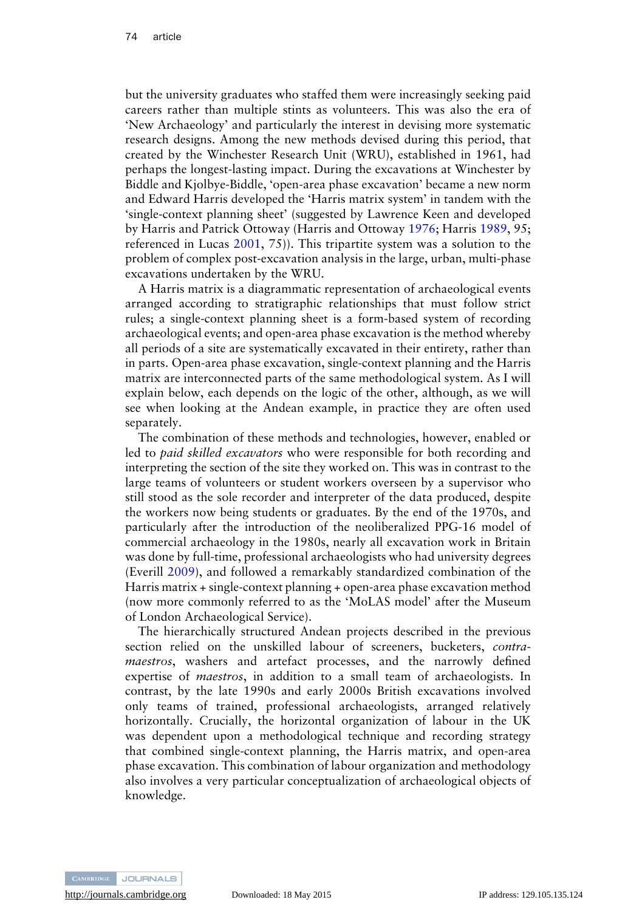but the university graduates who staffed them were increasingly seeking paid careers rather than multiple stints as volunteers. This was also the era of 'New Archaeology' and particularly the interest in devising more systematic research designs. Among the new methods devised during this period, that created by the Winchester Research Unit (WRU), established in 1961, had perhaps the longest-lasting impact. During the excavations at Winchester by Biddle and Kjolbye-Biddle, 'open-area phase excavation' became a new norm and Edward Harris developed the 'Harris matrix system' in tandem with the 'single-context planning sheet' (suggested by Lawrence Keen and developed by Harris and Patrick Ottoway (Harris and Ottoway 1976; Harris 1989, 95; referenced in Lucas 2001, 75)). This tripartite system was a solution to the problem of complex post-excavation analysis in the large, urban, multi-phase excavations undertaken by the WRU.

A Harris matrix is a diagrammatic representation of archaeological events arranged according to stratigraphic relationships that must follow strict rules; a single-context planning sheet is a form-based system of recording archaeological events; and open-area phase excavation is the method whereby all periods of a site are systematically excavated in their entirety, rather than in parts. Open-area phase excavation, single-context planning and the Harris matrix are interconnected parts of the same methodological system. As I will explain below, each depends on the logic of the other, although, as we will see when looking at the Andean example, in practice they are often used separately.

The combination of these methods and technologies, however, enabled or led to *paid skilled excavators* who were responsible for both recording and interpreting the section of the site they worked on. This was in contrast to the large teams of volunteers or student workers overseen by a supervisor who still stood as the sole recorder and interpreter of the data produced, despite the workers now being students or graduates. By the end of the 1970s, and particularly after the introduction of the neoliberalized PPG-16 model of commercial archaeology in the 1980s, nearly all excavation work in Britain was done by full-time, professional archaeologists who had university degrees (Everill 2009), and followed a remarkably standardized combination of the Harris matrix + single-context planning + open-area phase excavation method (now more commonly referred to as the 'MoLAS model' after the Museum of London Archaeological Service).

The hierarchically structured Andean projects described in the previous section relied on the unskilled labour of screeners, bucketers, *contra-maestros*, washers and artefact processes, and the narrowly defined expertise of *maestros*, in addition to a small team of archaeologists. In contrast, by the late 1990s and early 2000s British excavations involved only teams of trained, professional archaeologists, arranged relatively horizontally. Crucially, the horizontal organization of labour in the UK was dependent upon a methodological technique and recording strategy that combined single-context planning, the Harris matrix, and open-area phase excavation. This combination of labour organization and methodology also involves a very particular conceptualization of archaeological objects of knowledge.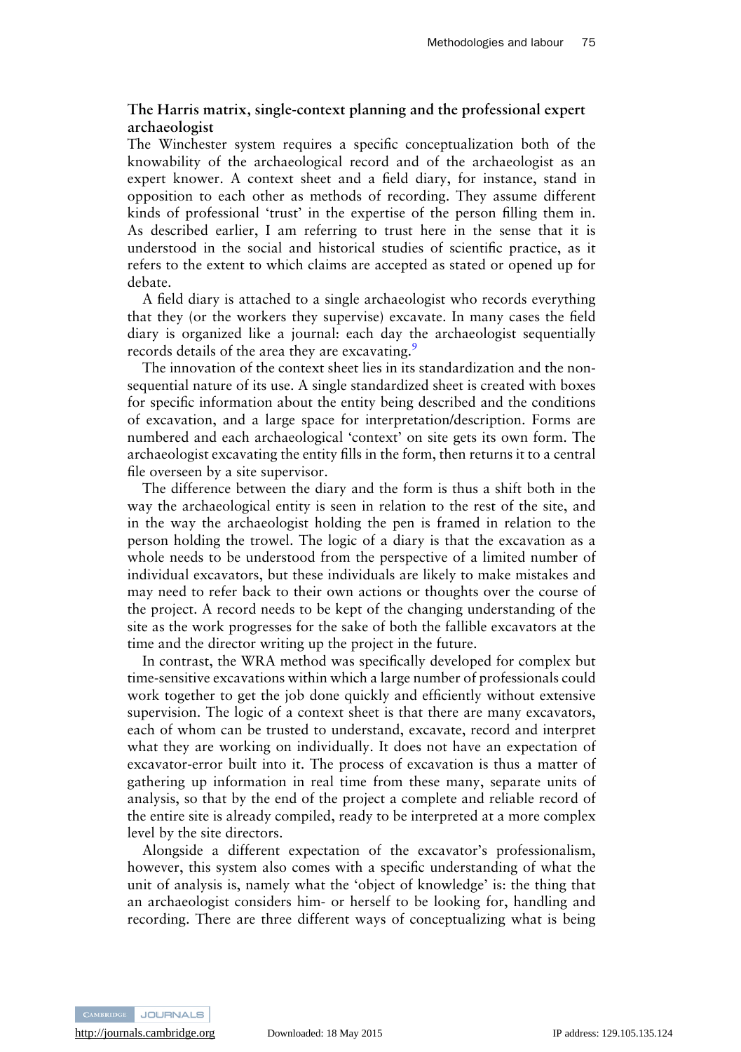### The Harris matrix, single-context planning and the professional expert archaeologist

The Winchester system requires a specific conceptualization both of the knowability of the archaeological record and of the archaeologist as an expert knower. A context sheet and a field diary, for instance, stand in opposition to each other as methods of recording. They assume different kinds of professional 'trust' in the expertise of the person filling them in. As described earlier, I am referring to trust here in the sense that it is understood in the social and historical studies of scientific practice, as it refers to the extent to which claims are accepted as stated or opened up for debate.

A field diary is attached to a single archaeologist who records everything that they (or the workers they supervise) excavate. In many cases the field diary is organized like a journal: each day the archaeologist sequentially records details of the area they are excavating.[9]

The innovation of the context sheet lies in its standardization and the non-sequential nature of its use. A single standardized sheet is created with boxes for specific information about the entity being described and the conditions of excavation, and a large space for interpretation/description. Forms are numbered and each archaeological 'context' on site gets its own form. The archaeologist excavating the entity fills in the form, then returns it to a central file overseen by a site supervisor.

The difference between the diary and the form is thus a shift both in the way the archaeological entity is seen in relation to the rest of the site, and in the way the archaeologist holding the pen is framed in relation to the person holding the trowel. The logic of a diary is that the excavation as a whole needs to be understood from the perspective of a limited number of individual excavators, but these individuals are likely to make mistakes and may need to refer back to their own actions or thoughts over the course of the project. A record needs to be kept of the changing understanding of the site as the work progresses for the sake of both the fallible excavators at the time and the director writing up the project in the future.

In contrast, the WRA method was specifically developed for complex but time-sensitive excavations within which a large number of professionals could work together to get the job done quickly and efficiently without extensive supervision. The logic of a context sheet is that there are many excavators, each of whom can be trusted to understand, excavate, record and interpret what they are working on individually. It does not have an expectation of excavator-error built into it. The process of excavation is thus a matter of gathering up information in real time from these many, separate units of analysis, so that by the end of the project a complete and reliable record of the entire site is already compiled, ready to be interpreted at a more complex level by the site directors.

Alongside a different expectation of the excavator's professionalism, however, this system also comes with a specific understanding of what the unit of analysis is, namely what the 'object of knowledge' is: the thing that an archaeologist considers him- or herself to be looking for, handling and recording. There are three different ways of conceptualizing what is being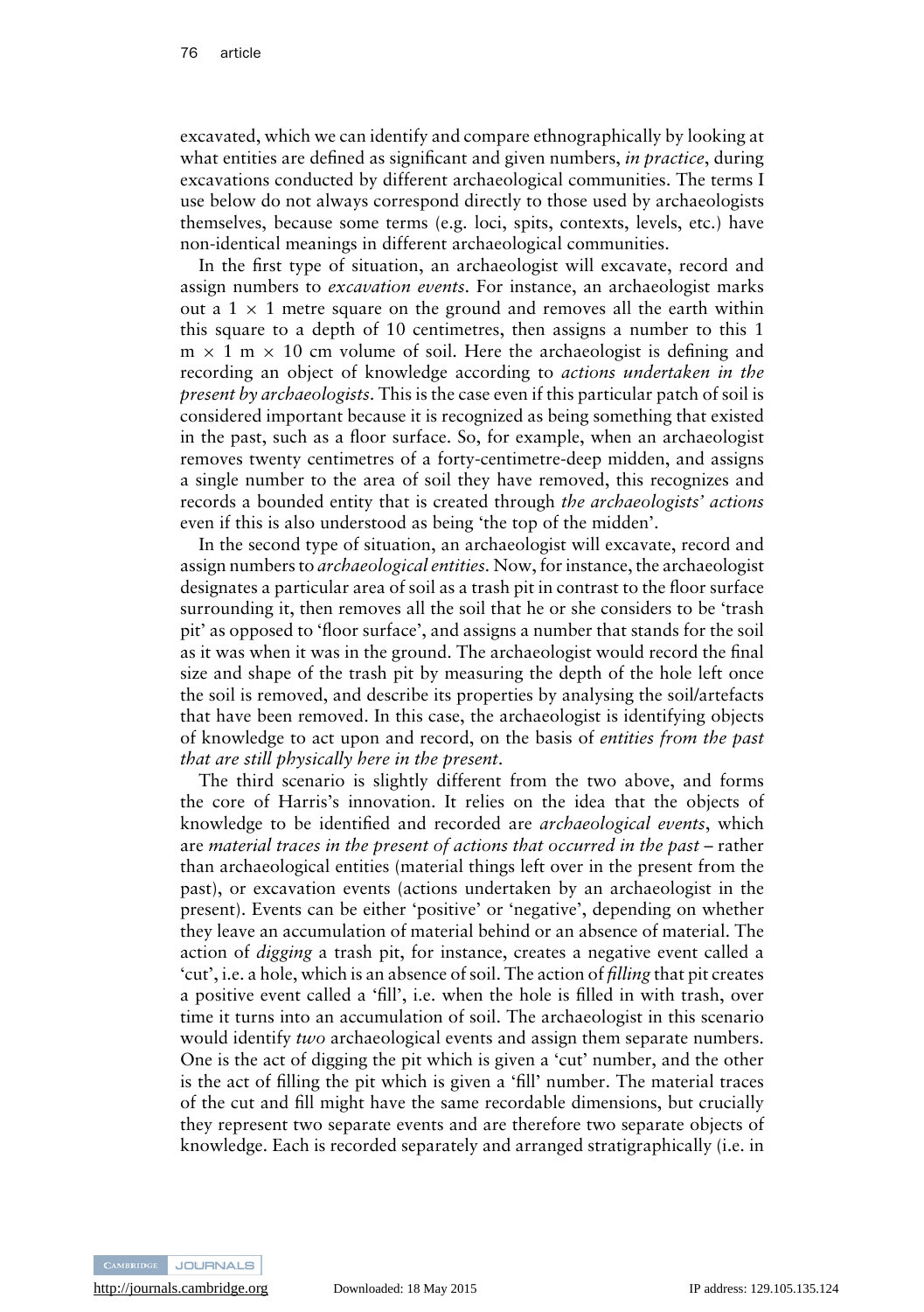excavated, which we can identify and compare ethnographically by looking at what entities are defined as significant and given numbers, *in practice*, during excavations conducted by different archaeological communities. The terms I use below do not always correspond directly to those used by archaeologists themselves, because some terms (e.g. loci, spits, contexts, levels, etc.) have non-identical meanings in different archaeological communities.

In the first type of situation, an archaeologist will excavate, record and assign numbers to *excavation events*. For instance, an archaeologist marks out a $1 \times 1$ metre square on the ground and removes all the earth within this square to a depth of 10 centimetres, then assigns a number to this 1 m $\times$ 1 m $\times$ 10 cm volume of soil. Here the archaeologist is defining and recording an object of knowledge according to *actions undertaken in the present by archaeologists*. This is the case even if this particular patch of soil is considered important because it is recognized as being something that existed in the past, such as a floor surface. So, for example, when an archaeologist removes twenty centimetres of a forty-centimetre-deep midden, and assigns a single number to the area of soil they have removed, this recognizes and records a bounded entity that is created through *the archaeologists' actions* even if this is also understood as being 'the top of the midden'.

In the second type of situation, an archaeologist will excavate, record and assign numbers to *archaeological entities*. Now, for instance, the archaeologist designates a particular area of soil as a trash pit in contrast to the floor surface surrounding it, then removes all the soil that he or she considers to be 'trash pit' as opposed to 'floor surface', and assigns a number that stands for the soil as it was when it was in the ground. The archaeologist would record the final size and shape of the trash pit by measuring the depth of the hole left once the soil is removed, and describe its properties by analysing the soil/artefacts that have been removed. In this case, the archaeologist is identifying objects of knowledge to act upon and record, on the basis of *entities from the past that are still physically here in the present*.

The third scenario is slightly different from the two above, and forms the core of Harris's innovation. It relies on the idea that the objects of knowledge to be identified and recorded are *archaeological events*, which are *material traces in the present of actions that occurred in the past* – rather than archaeological entities (material things left over in the present from the past), or excavation events (actions undertaken by an archaeologist in the present). Events can be either 'positive' or 'negative', depending on whether they leave an accumulation of material behind or an absence of material. The action of *digging* a trash pit, for instance, creates a negative event called a 'cut', i.e. a hole, which is an absence of soil. The action of *filling* that pit creates a positive event called a 'fill', i.e. when the hole is filled in with trash, over time it turns into an accumulation of soil. The archaeologist in this scenario would identify *two* archaeological events and assign them separate numbers. One is the act of digging the pit which is given a 'cut' number, and the other is the act of filling the pit which is given a 'fill' number. The material traces of the cut and fill might have the same recordable dimensions, but crucially they represent two separate events and are therefore two separate objects of knowledge. Each is recorded separately and arranged stratigraphically (i.e. in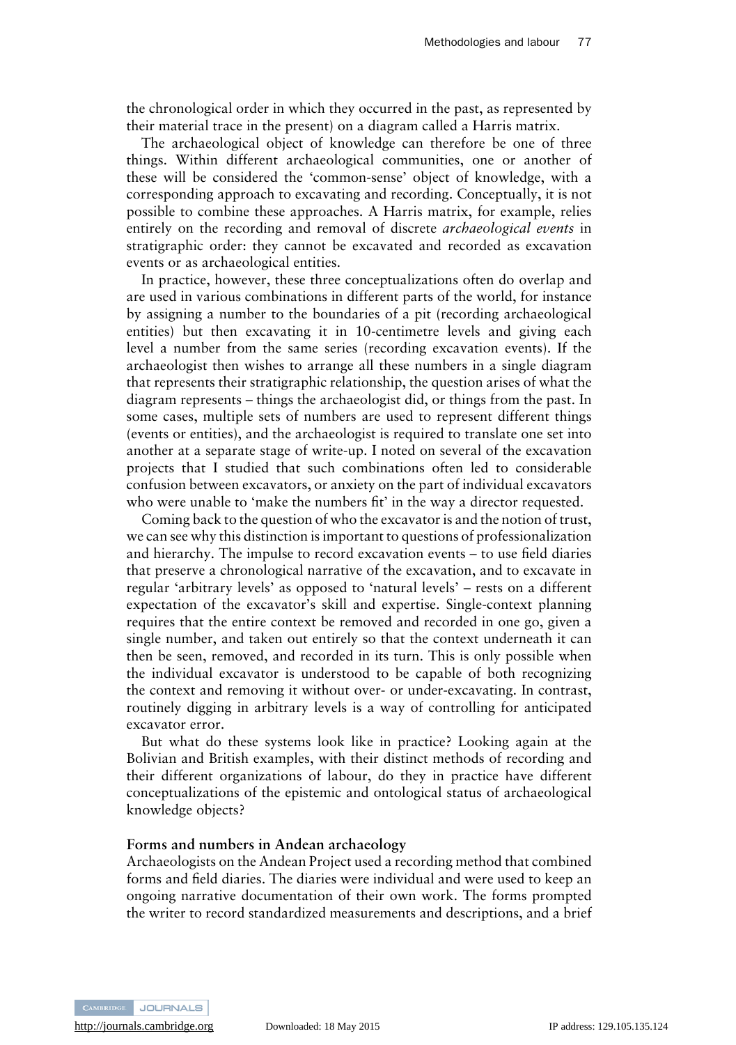the chronological order in which they occurred in the past, as represented by their material trace in the present) on a diagram called a Harris matrix.

The archaeological object of knowledge can therefore be one of three things. Within different archaeological communities, one or another of these will be considered the 'common-sense' object of knowledge, with a corresponding approach to excavating and recording. Conceptually, it is not possible to combine these approaches. A Harris matrix, for example, relies entirely on the recording and removal of discrete *archaeological events* in stratigraphic order: they cannot be excavated and recorded as excavation events or as archaeological entities.

In practice, however, these three conceptualizations often do overlap and are used in various combinations in different parts of the world, for instance by assigning a number to the boundaries of a pit (recording archaeological entities) but then excavating it in 10-centimetre levels and giving each level a number from the same series (recording excavation events). If the archaeologist then wishes to arrange all these numbers in a single diagram that represents their stratigraphic relationship, the question arises of what the diagram represents – things the archaeologist did, or things from the past. In some cases, multiple sets of numbers are used to represent different things (events or entities), and the archaeologist is required to translate one set into another at a separate stage of write-up. I noted on several of the excavation projects that I studied that such combinations often led to considerable confusion between excavators, or anxiety on the part of individual excavators who were unable to 'make the numbers fit' in the way a director requested.

Coming back to the question of who the excavator is and the notion of trust, we can see why this distinction is important to questions of professionalization and hierarchy. The impulse to record excavation events – to use field diaries that preserve a chronological narrative of the excavation, and to excavate in regular 'arbitrary levels' as opposed to 'natural levels' – rests on a different expectation of the excavator's skill and expertise. Single-context planning requires that the entire context be removed and recorded in one go, given a single number, and taken out entirely so that the context underneath it can then be seen, removed, and recorded in its turn. This is only possible when the individual excavator is understood to be capable of both recognizing the context and removing it without over- or under-excavating. In contrast, routinely digging in arbitrary levels is a way of controlling for anticipated excavator error.

But what do these systems look like in practice? Looking again at the Bolivian and British examples, with their distinct methods of recording and their different organizations of labour, do they in practice have different conceptualizations of the epistemic and ontological status of archaeological knowledge objects?

## Forms and numbers in Andean archaeology

Archaeologists on the Andean Project used a recording method that combined forms and field diaries. The diaries were individual and were used to keep an ongoing narrative documentation of their own work. The forms prompted the writer to record standardized measurements and descriptions, and a brief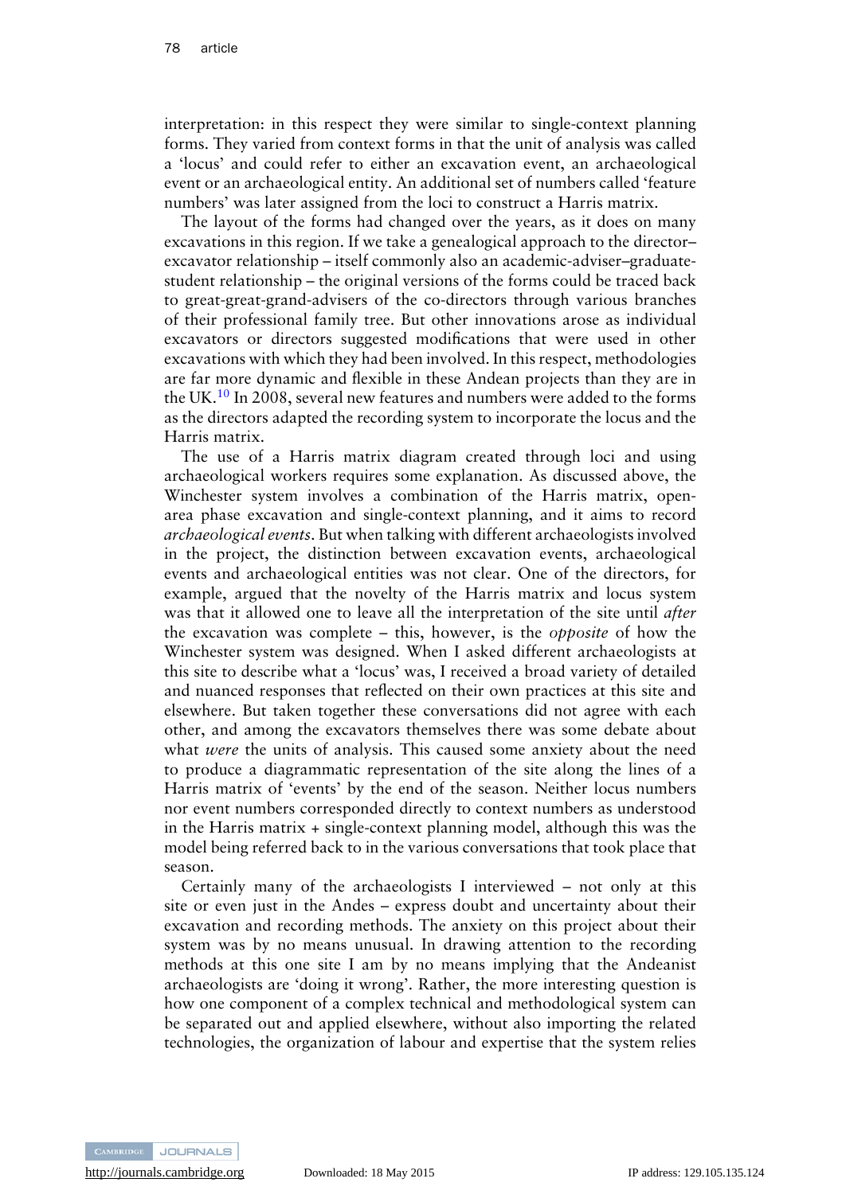interpretation: in this respect they were similar to single-context planning forms. They varied from context forms in that the unit of analysis was called a 'locus' and could refer to either an excavation event, an archaeological event or an archaeological entity. An additional set of numbers called 'feature numbers' was later assigned from the loci to construct a Harris matrix.

The layout of the forms had changed over the years, as it does on many excavations in this region. If we take a genealogical approach to the director–excavator relationship – itself commonly also an academic-adviser–graduate-student relationship – the original versions of the forms could be traced back to great-great-grand-advisers of the co-directors through various branches of their professional family tree. But other innovations arose as individual excavators or directors suggested modifications that were used in other excavations with which they had been involved. In this respect, methodologies are far more dynamic and flexible in these Andean projects than they are in the UK.[10] In 2008, several new features and numbers were added to the forms as the directors adapted the recording system to incorporate the locus and the Harris matrix.

The use of a Harris matrix diagram created through loci and using archaeological workers requires some explanation. As discussed above, the Winchester system involves a combination of the Harris matrix, open-area phase excavation and single-context planning, and it aims to record *archaeological events*. But when talking with different archaeologists involved in the project, the distinction between excavation events, archaeological events and archaeological entities was not clear. One of the directors, for example, argued that the novelty of the Harris matrix and locus system was that it allowed one to leave all the interpretation of the site until *after* the excavation was complete – this, however, is the *opposite* of how the Winchester system was designed. When I asked different archaeologists at this site to describe what a 'locus' was, I received a broad variety of detailed and nuanced responses that reflected on their own practices at this site and elsewhere. But taken together these conversations did not agree with each other, and among the excavators themselves there was some debate about what *were* the units of analysis. This caused some anxiety about the need to produce a diagrammatic representation of the site along the lines of a Harris matrix of 'events' by the end of the season. Neither locus numbers nor event numbers corresponded directly to context numbers as understood in the Harris matrix + single-context planning model, although this was the model being referred back to in the various conversations that took place that season.

Certainly many of the archaeologists I interviewed – not only at this site or even just in the Andes – express doubt and uncertainty about their excavation and recording methods. The anxiety on this project about their system was by no means unusual. In drawing attention to the recording methods at this one site I am by no means implying that the Andeanist archaeologists are 'doing it wrong'. Rather, the more interesting question is how one component of a complex technical and methodological system can be separated out and applied elsewhere, without also importing the related technologies, the organization of labour and expertise that the system relies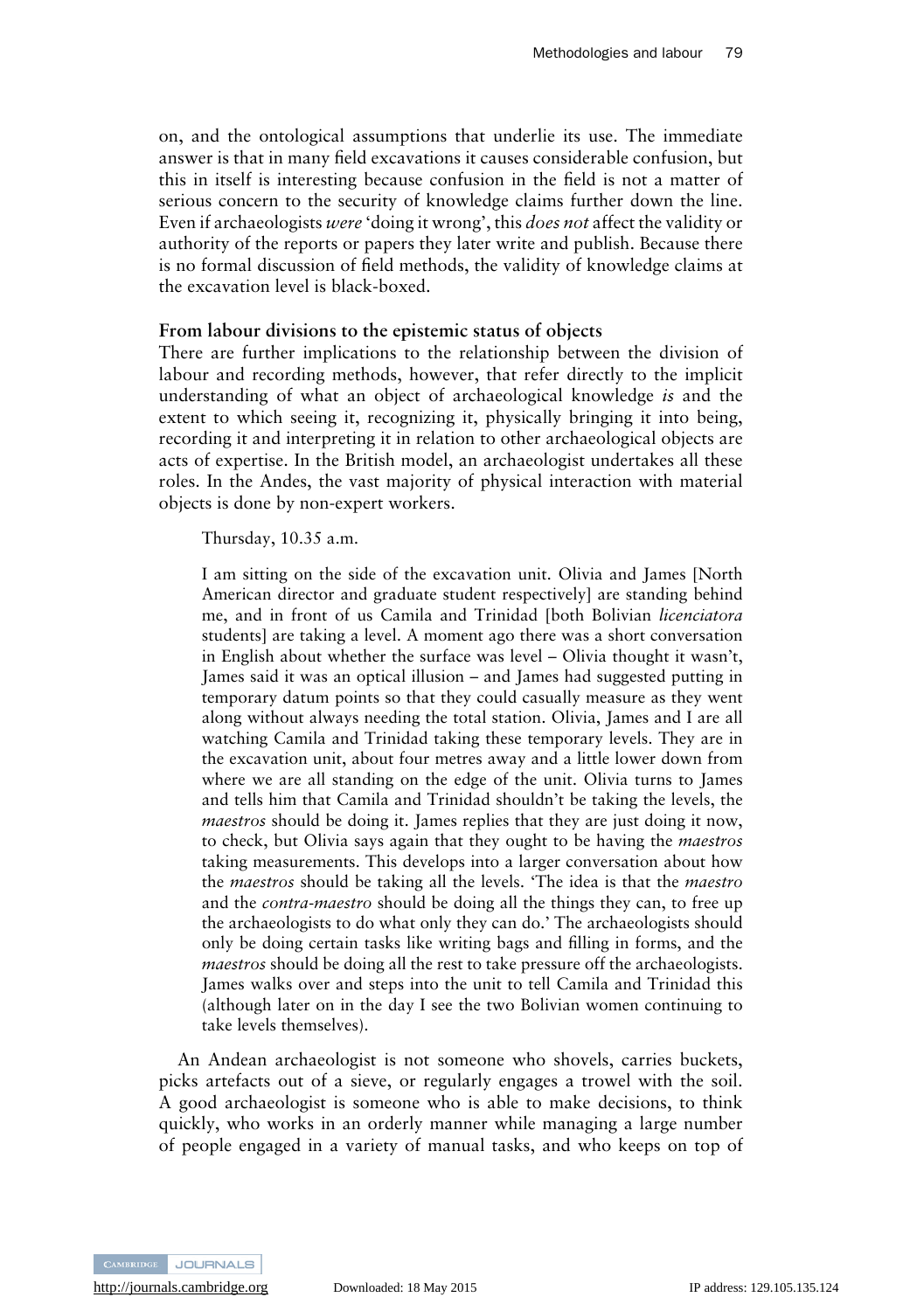on, and the ontological assumptions that underlie its use. The immediate answer is that in many field excavations it causes considerable confusion, but this in itself is interesting because confusion in the field is not a matter of serious concern to the security of knowledge claims further down the line. Even if archaeologists *were* 'doing it wrong', this *does not* affect the validity or authority of the reports or papers they later write and publish. Because there is no formal discussion of field methods, the validity of knowledge claims at the excavation level is black-boxed.

### From labour divisions to the epistemic status of objects

There are further implications to the relationship between the division of labour and recording methods, however, that refer directly to the implicit understanding of what an object of archaeological knowledge *is* and the extent to which seeing it, recognizing it, physically bringing it into being, recording it and interpreting it in relation to other archaeological objects are acts of expertise. In the British model, an archaeologist undertakes all these roles. In the Andes, the vast majority of physical interaction with material objects is done by non-expert workers.

> Thursday, 10.35 a.m.
>
> I am sitting on the side of the excavation unit. Olivia and James [North American director and graduate student respectively] are standing behind me, and in front of us Camila and Trinidad [both Bolivian *licenciatora* students] are taking a level. A moment ago there was a short conversation in English about whether the surface was level – Olivia thought it wasn't, James said it was an optical illusion – and James had suggested putting in temporary datum points so that they could casually measure as they went along without always needing the total station. Olivia, James and I are all watching Camila and Trinidad taking these temporary levels. They are in the excavation unit, about four metres away and a little lower down from where we are all standing on the edge of the unit. Olivia turns to James and tells him that Camila and Trinidad shouldn't be taking the levels, the *maestros* should be doing it. James replies that they are just doing it now, to check, but Olivia says again that they ought to be having the *maestros* taking measurements. This develops into a larger conversation about how the *maestros* should be taking all the levels. 'The idea is that the *maestro* and the *contra-maestro* should be doing all the things they can, to free up the archaeologists to do what only they can do.' The archaeologists should only be doing certain tasks like writing bags and filling in forms, and the *maestros* should be doing all the rest to take pressure off the archaeologists. James walks over and steps into the unit to tell Camila and Trinidad this (although later on in the day I see the two Bolivian women continuing to take levels themselves).

An Andean archaeologist is not someone who shovels, carries buckets, picks artefacts out of a sieve, or regularly engages a trowel with the soil. A good archaeologist is someone who is able to make decisions, to think quickly, who works in an orderly manner while managing a large number of people engaged in a variety of manual tasks, and who keeps on top of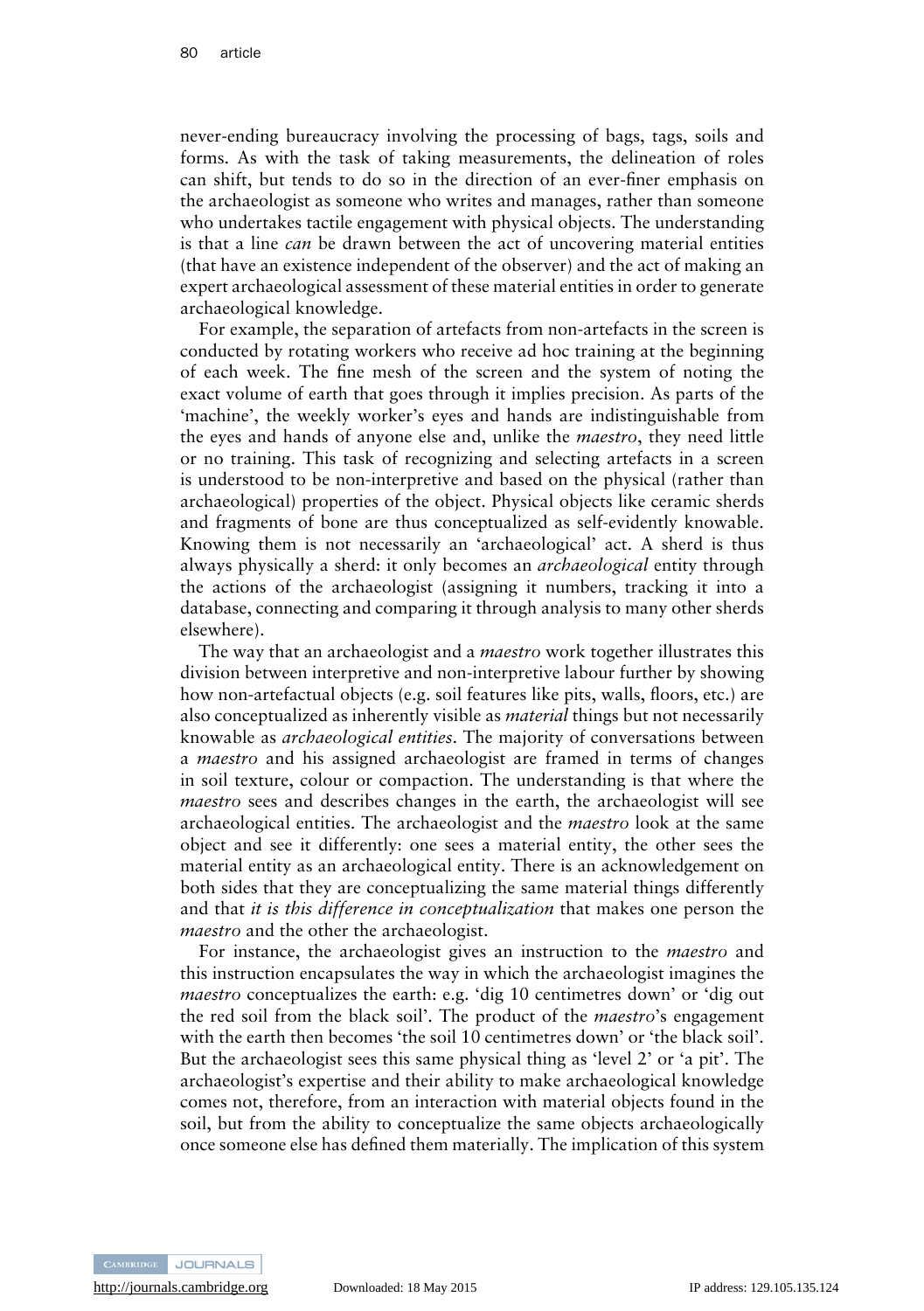never-ending bureaucracy involving the processing of bags, tags, soils and forms. As with the task of taking measurements, the delineation of roles can shift, but tends to do so in the direction of an ever-finer emphasis on the archaeologist as someone who writes and manages, rather than someone who undertakes tactile engagement with physical objects. The understanding is that a line *can* be drawn between the act of uncovering material entities (that have an existence independent of the observer) and the act of making an expert archaeological assessment of these material entities in order to generate archaeological knowledge.

For example, the separation of artefacts from non-artefacts in the screen is conducted by rotating workers who receive ad hoc training at the beginning of each week. The fine mesh of the screen and the system of noting the exact volume of earth that goes through it implies precision. As parts of the 'machine', the weekly worker's eyes and hands are indistinguishable from the eyes and hands of anyone else and, unlike the *maestro*, they need little or no training. This task of recognizing and selecting artefacts in a screen is understood to be non-interpretive and based on the physical (rather than archaeological) properties of the object. Physical objects like ceramic sherds and fragments of bone are thus conceptualized as self-evidently knowable. Knowing them is not necessarily an 'archaeological' act. A sherd is thus always physically a sherd: it only becomes an *archaeological* entity through the actions of the archaeologist (assigning it numbers, tracking it into a database, connecting and comparing it through analysis to many other sherds elsewhere).

The way that an archaeologist and a *maestro* work together illustrates this division between interpretive and non-interpretive labour further by showing how non-artefactual objects (e.g. soil features like pits, walls, floors, etc.) are also conceptualized as inherently visible as *material* things but not necessarily knowable as *archaeological entities*. The majority of conversations between a *maestro* and his assigned archaeologist are framed in terms of changes in soil texture, colour or compaction. The understanding is that where the *maestro* sees and describes changes in the earth, the archaeologist will see archaeological entities. The archaeologist and the *maestro* look at the same object and see it differently: one sees a material entity, the other sees the material entity as an archaeological entity. There is an acknowledgement on both sides that they are conceptualizing the same material things differently and that *it is this difference in conceptualization* that makes one person the *maestro* and the other the archaeologist.

For instance, the archaeologist gives an instruction to the *maestro* and this instruction encapsulates the way in which the archaeologist imagines the *maestro* conceptualizes the earth: e.g. 'dig 10 centimetres down' or 'dig out the red soil from the black soil'. The product of the *maestro*'s engagement with the earth then becomes 'the soil 10 centimetres down' or 'the black soil'. But the archaeologist sees this same physical thing as 'level 2' or 'a pit'. The archaeologist's expertise and their ability to make archaeological knowledge comes not, therefore, from an interaction with material objects found in the soil, but from the ability to conceptualize the same objects archaeologically once someone else has defined them materially. The implication of this system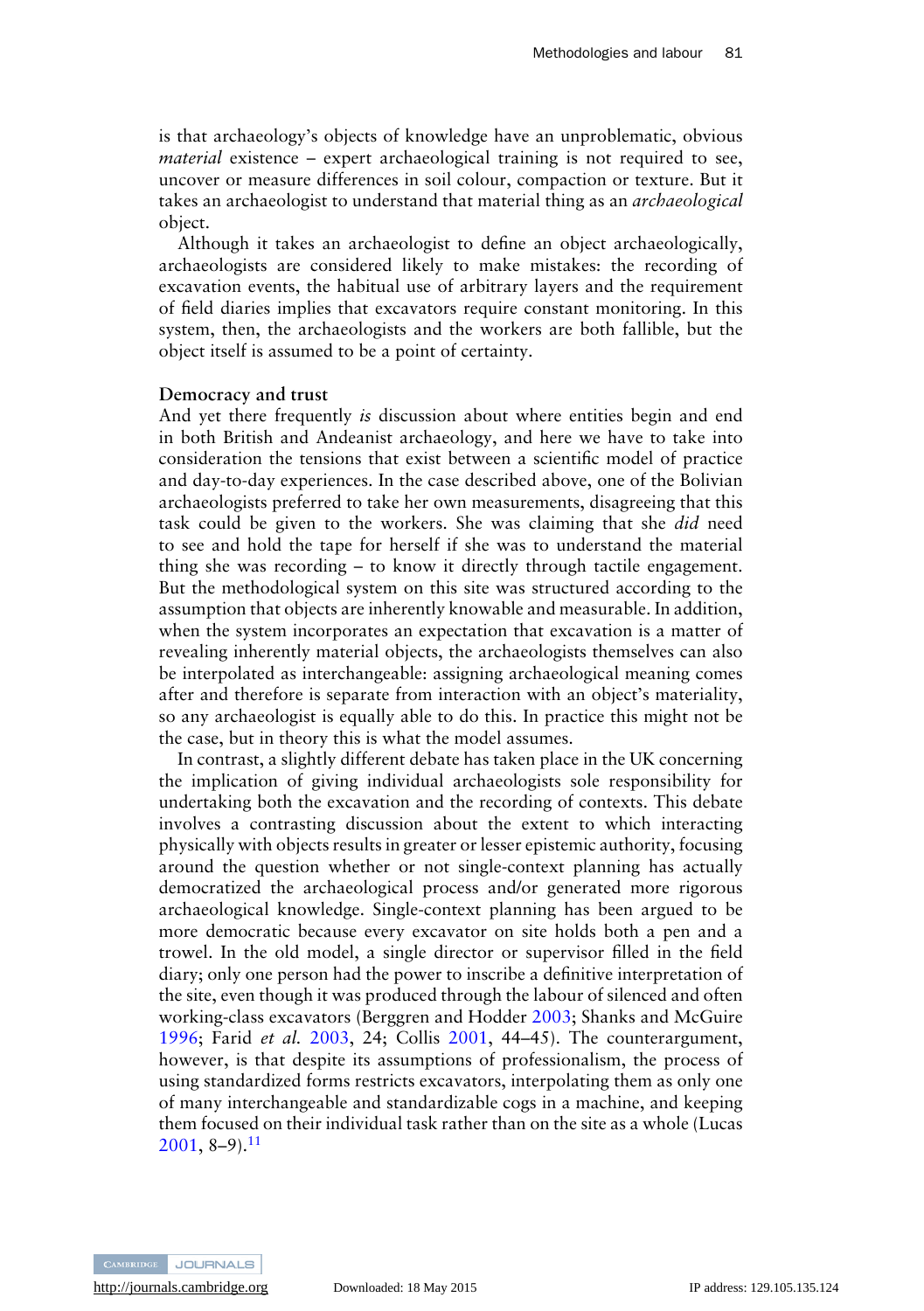is that archaeology's objects of knowledge have an unproblematic, obvious *material* existence – expert archaeological training is not required to see, uncover or measure differences in soil colour, compaction or texture. But it takes an archaeologist to understand that material thing as an *archaeological* object.

Although it takes an archaeologist to define an object archaeologically, archaeologists are considered likely to make mistakes: the recording of excavation events, the habitual use of arbitrary layers and the requirement of field diaries implies that excavators require constant monitoring. In this system, then, the archaeologists and the workers are both fallible, but the object itself is assumed to be a point of certainty.

**Democracy and trust**

And yet there frequently *is* discussion about where entities begin and end in both British and Andeanist archaeology, and here we have to take into consideration the tensions that exist between a scientific model of practice and day-to-day experiences. In the case described above, one of the Bolivian archaeologists preferred to take her own measurements, disagreeing that this task could be given to the workers. She was claiming that she *did* need to see and hold the tape for herself if she was to understand the material thing she was recording – to know it directly through tactile engagement. But the methodological system on this site was structured according to the assumption that objects are inherently knowable and measurable. In addition, when the system incorporates an expectation that excavation is a matter of revealing inherently material objects, the archaeologists themselves can also be interpolated as interchangeable: assigning archaeological meaning comes after and therefore is separate from interaction with an object's materiality, so any archaeologist is equally able to do this. In practice this might not be the case, but in theory this is what the model assumes.

In contrast, a slightly different debate has taken place in the UK concerning the implication of giving individual archaeologists sole responsibility for undertaking both the excavation and the recording of contexts. This debate involves a contrasting discussion about the extent to which interacting physically with objects results in greater or lesser epistemic authority, focusing around the question whether or not single-context planning has actually democratized the archaeological process and/or generated more rigorous archaeological knowledge. Single-context planning has been argued to be more democratic because every excavator on site holds both a pen and a trowel. In the old model, a single director or supervisor filled in the field diary; only one person had the power to inscribe a definitive interpretation of the site, even though it was produced through the labour of silenced and often working-class excavators (Berggren and Hodder 2003; Shanks and McGuire 1996; Farid *et al.* 2003, 24; Collis 2001, 44–45). The counterargument, however, is that despite its assumptions of professionalism, the process of using standardized forms restricts excavators, interpolating them as only one of many interchangeable and standardizable cogs in a machine, and keeping them focused on their individual task rather than on the site as a whole (Lucas 2001, 8–9).[11]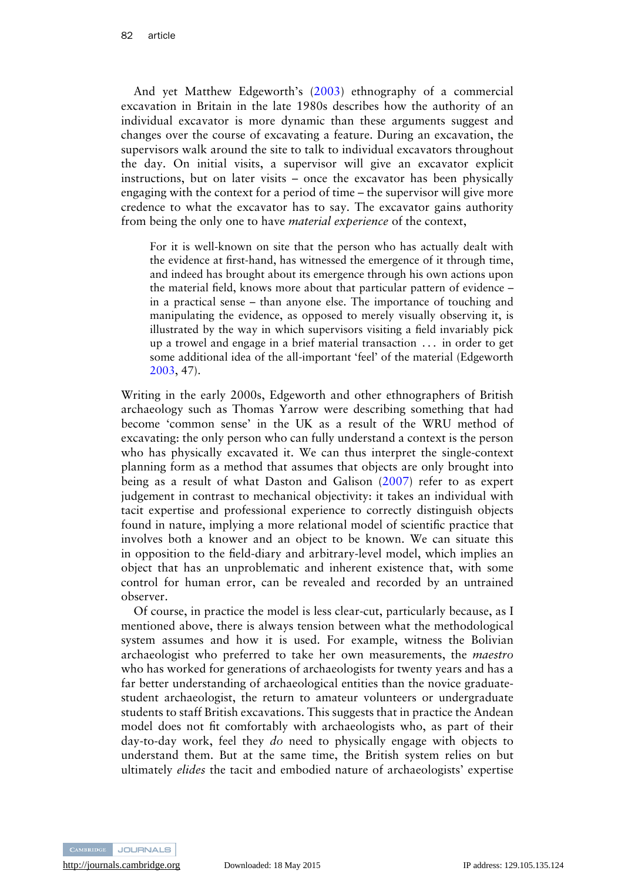And yet Matthew Edgeworth's (2003) ethnography of a commercial excavation in Britain in the late 1980s describes how the authority of an individual excavator is more dynamic than these arguments suggest and changes over the course of excavating a feature. During an excavation, the supervisors walk around the site to talk to individual excavators throughout the day. On initial visits, a supervisor will give an excavator explicit instructions, but on later visits – once the excavator has been physically engaging with the context for a period of time – the supervisor will give more credence to what the excavator has to say. The excavator gains authority from being the only one to have *material experience* of the context,

> For it is well-known on site that the person who has actually dealt with the evidence at first-hand, has witnessed the emergence of it through time, and indeed has brought about its emergence through his own actions upon the material field, knows more about that particular pattern of evidence – in a practical sense – than anyone else. The importance of touching and manipulating the evidence, as opposed to merely visually observing it, is illustrated by the way in which supervisors visiting a field invariably pick up a trowel and engage in a brief material transaction . . . in order to get some additional idea of the all-important 'feel' of the material (Edgeworth 2003, 47).

Writing in the early 2000s, Edgeworth and other ethnographers of British archaeology such as Thomas Yarrow were describing something that had become 'common sense' in the UK as a result of the WRU method of excavating: the only person who can fully understand a context is the person who has physically excavated it. We can thus interpret the single-context planning form as a method that assumes that objects are only brought into being as a result of what Daston and Galison (2007) refer to as expert judgement in contrast to mechanical objectivity: it takes an individual with tacit expertise and professional experience to correctly distinguish objects found in nature, implying a more relational model of scientific practice that involves both a knower and an object to be known. We can situate this in opposition to the field-diary and arbitrary-level model, which implies an object that has an unproblematic and inherent existence that, with some control for human error, can be revealed and recorded by an untrained observer.

Of course, in practice the model is less clear-cut, particularly because, as I mentioned above, there is always tension between what the methodological system assumes and how it is used. For example, witness the Bolivian archaeologist who preferred to take her own measurements, the *maestro* who has worked for generations of archaeologists for twenty years and has a far better understanding of archaeological entities than the novice graduate-student archaeologist, the return to amateur volunteers or undergraduate students to staff British excavations. This suggests that in practice the Andean model does not fit comfortably with archaeologists who, as part of their day-to-day work, feel they *do* need to physically engage with objects to understand them. But at the same time, the British system relies on but ultimately *elides* the tacit and embodied nature of archaeologists' expertise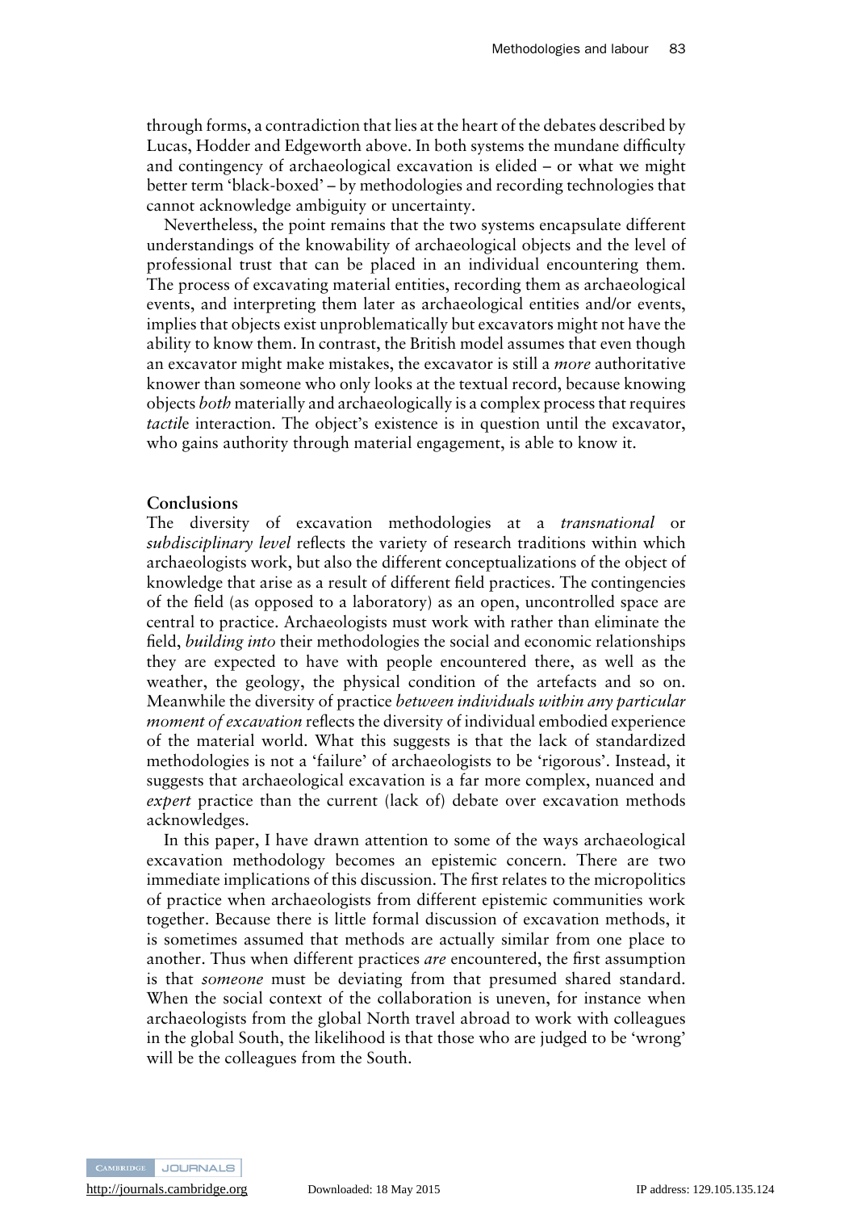through forms, a contradiction that lies at the heart of the debates described by Lucas, Hodder and Edgeworth above. In both systems the mundane difficulty and contingency of archaeological excavation is elided – or what we might better term 'black-boxed' – by methodologies and recording technologies that cannot acknowledge ambiguity or uncertainty.

Nevertheless, the point remains that the two systems encapsulate different understandings of the knowability of archaeological objects and the level of professional trust that can be placed in an individual encountering them. The process of excavating material entities, recording them as archaeological events, and interpreting them later as archaeological entities and/or events, implies that objects exist unproblematically but excavators might not have the ability to know them. In contrast, the British model assumes that even though an excavator might make mistakes, the excavator is still a *more* authoritative knower than someone who only looks at the textual record, because knowing objects *both* materially and archaeologically is a complex process that requires *tactil*e interaction. The object's existence is in question until the excavator, who gains authority through material engagement, is able to know it.

## Conclusions

The diversity of excavation methodologies at a *transnational* or *subdisciplinary level* reflects the variety of research traditions within which archaeologists work, but also the different conceptualizations of the object of knowledge that arise as a result of different field practices. The contingencies of the field (as opposed to a laboratory) as an open, uncontrolled space are central to practice. Archaeologists must work with rather than eliminate the field, *building into* their methodologies the social and economic relationships they are expected to have with people encountered there, as well as the weather, the geology, the physical condition of the artefacts and so on. Meanwhile the diversity of practice *between individuals within any particular moment of excavation* reflects the diversity of individual embodied experience of the material world. What this suggests is that the lack of standardized methodologies is not a 'failure' of archaeologists to be 'rigorous'. Instead, it suggests that archaeological excavation is a far more complex, nuanced and *expert* practice than the current (lack of) debate over excavation methods acknowledges.

In this paper, I have drawn attention to some of the ways archaeological excavation methodology becomes an epistemic concern. There are two immediate implications of this discussion. The first relates to the micropolitics of practice when archaeologists from different epistemic communities work together. Because there is little formal discussion of excavation methods, it is sometimes assumed that methods are actually similar from one place to another. Thus when different practices *are* encountered, the first assumption is that *someone* must be deviating from that presumed shared standard. When the social context of the collaboration is uneven, for instance when archaeologists from the global North travel abroad to work with colleagues in the global South, the likelihood is that those who are judged to be 'wrong' will be the colleagues from the South.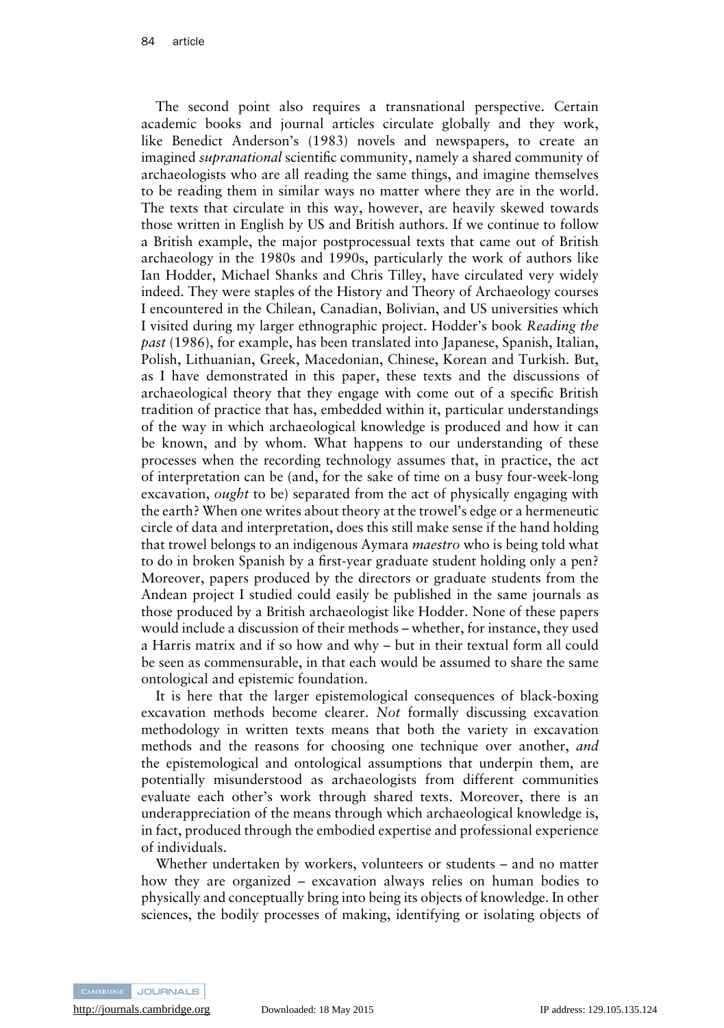The second point also requires a transnational perspective. Certain academic books and journal articles circulate globally and they work, like Benedict Anderson's (1983) novels and newspapers, to create an imagined *supranational* scientific community, namely a shared community of archaeologists who are all reading the same things, and imagine themselves to be reading them in similar ways no matter where they are in the world. The texts that circulate in this way, however, are heavily skewed towards those written in English by US and British authors. If we continue to follow a British example, the major postprocessual texts that came out of British archaeology in the 1980s and 1990s, particularly the work of authors like Ian Hodder, Michael Shanks and Chris Tilley, have circulated very widely indeed. They were staples of the History and Theory of Archaeology courses I encountered in the Chilean, Canadian, Bolivian, and US universities which I visited during my larger ethnographic project. Hodder's book *Reading the past* (1986), for example, has been translated into Japanese, Spanish, Italian, Polish, Lithuanian, Greek, Macedonian, Chinese, Korean and Turkish. But, as I have demonstrated in this paper, these texts and the discussions of archaeological theory that they engage with come out of a specific British tradition of practice that has, embedded within it, particular understandings of the way in which archaeological knowledge is produced and how it can be known, and by whom. What happens to our understanding of these processes when the recording technology assumes that, in practice, the act of interpretation can be (and, for the sake of time on a busy four-week-long excavation, *ought* to be) separated from the act of physically engaging with the earth? When one writes about theory at the trowel's edge or a hermeneutic circle of data and interpretation, does this still make sense if the hand holding that trowel belongs to an indigenous Aymara *maestro* who is being told what to do in broken Spanish by a first-year graduate student holding only a pen? Moreover, papers produced by the directors or graduate students from the Andean project I studied could easily be published in the same journals as those produced by a British archaeologist like Hodder. None of these papers would include a discussion of their methods – whether, for instance, they used a Harris matrix and if so how and why – but in their textual form all could be seen as commensurable, in that each would be assumed to share the same ontological and epistemic foundation.

It is here that the larger epistemological consequences of black-boxing excavation methods become clearer. *Not* formally discussing excavation methodology in written texts means that both the variety in excavation methods and the reasons for choosing one technique over another, *and* the epistemological and ontological assumptions that underpin them, are potentially misunderstood as archaeologists from different communities evaluate each other's work through shared texts. Moreover, there is an underappreciation of the means through which archaeological knowledge is, in fact, produced through the embodied expertise and professional experience of individuals.

Whether undertaken by workers, volunteers or students – and no matter how they are organized – excavation always relies on human bodies to physically and conceptually bring into being its objects of knowledge. In other sciences, the bodily processes of making, identifying or isolating objects of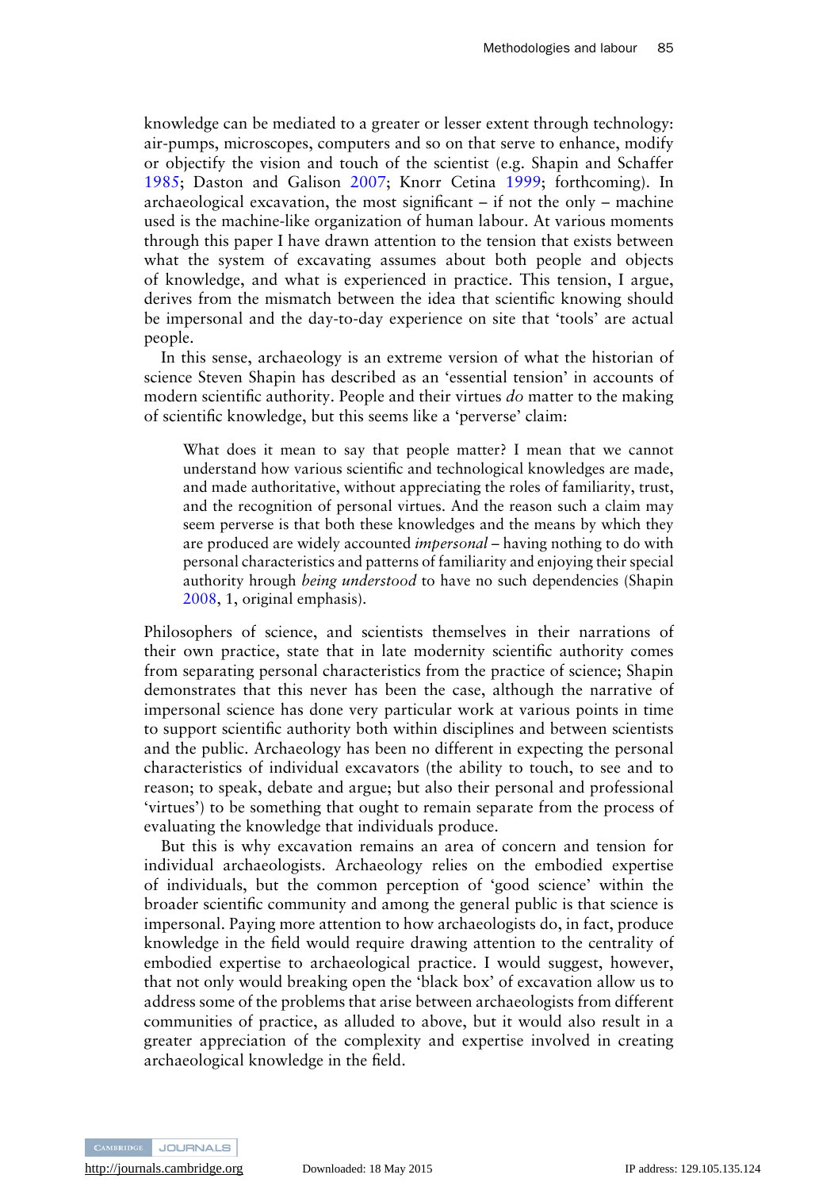knowledge can be mediated to a greater or lesser extent through technology: air-pumps, microscopes, computers and so on that serve to enhance, modify or objectify the vision and touch of the scientist (e.g. Shapin and Schaffer 1985; Daston and Galison 2007; Knorr Cetina 1999; forthcoming). In archaeological excavation, the most significant – if not the only – machine used is the machine-like organization of human labour. At various moments through this paper I have drawn attention to the tension that exists between what the system of excavating assumes about both people and objects of knowledge, and what is experienced in practice. This tension, I argue, derives from the mismatch between the idea that scientific knowing should be impersonal and the day-to-day experience on site that 'tools' are actual people.

In this sense, archaeology is an extreme version of what the historian of science Steven Shapin has described as an 'essential tension' in accounts of modern scientific authority. People and their virtues *do* matter to the making of scientific knowledge, but this seems like a 'perverse' claim:

> What does it mean to say that people matter? I mean that we cannot understand how various scientific and technological knowledges are made, and made authoritative, without appreciating the roles of familiarity, trust, and the recognition of personal virtues. And the reason such a claim may seem perverse is that both these knowledges and the means by which they are produced are widely accounted *impersonal* – having nothing to do with personal characteristics and patterns of familiarity and enjoying their special authority hrough *being understood* to have no such dependencies (Shapin 2008, 1, original emphasis).

Philosophers of science, and scientists themselves in their narrations of their own practice, state that in late modernity scientific authority comes from separating personal characteristics from the practice of science; Shapin demonstrates that this never has been the case, although the narrative of impersonal science has done very particular work at various points in time to support scientific authority both within disciplines and between scientists and the public. Archaeology has been no different in expecting the personal characteristics of individual excavators (the ability to touch, to see and to reason; to speak, debate and argue; but also their personal and professional 'virtues') to be something that ought to remain separate from the process of evaluating the knowledge that individuals produce.

But this is why excavation remains an area of concern and tension for individual archaeologists. Archaeology relies on the embodied expertise of individuals, but the common perception of 'good science' within the broader scientific community and among the general public is that science is impersonal. Paying more attention to how archaeologists do, in fact, produce knowledge in the field would require drawing attention to the centrality of embodied expertise to archaeological practice. I would suggest, however, that not only would breaking open the 'black box' of excavation allow us to address some of the problems that arise between archaeologists from different communities of practice, as alluded to above, but it would also result in a greater appreciation of the complexity and expertise involved in creating archaeological knowledge in the field.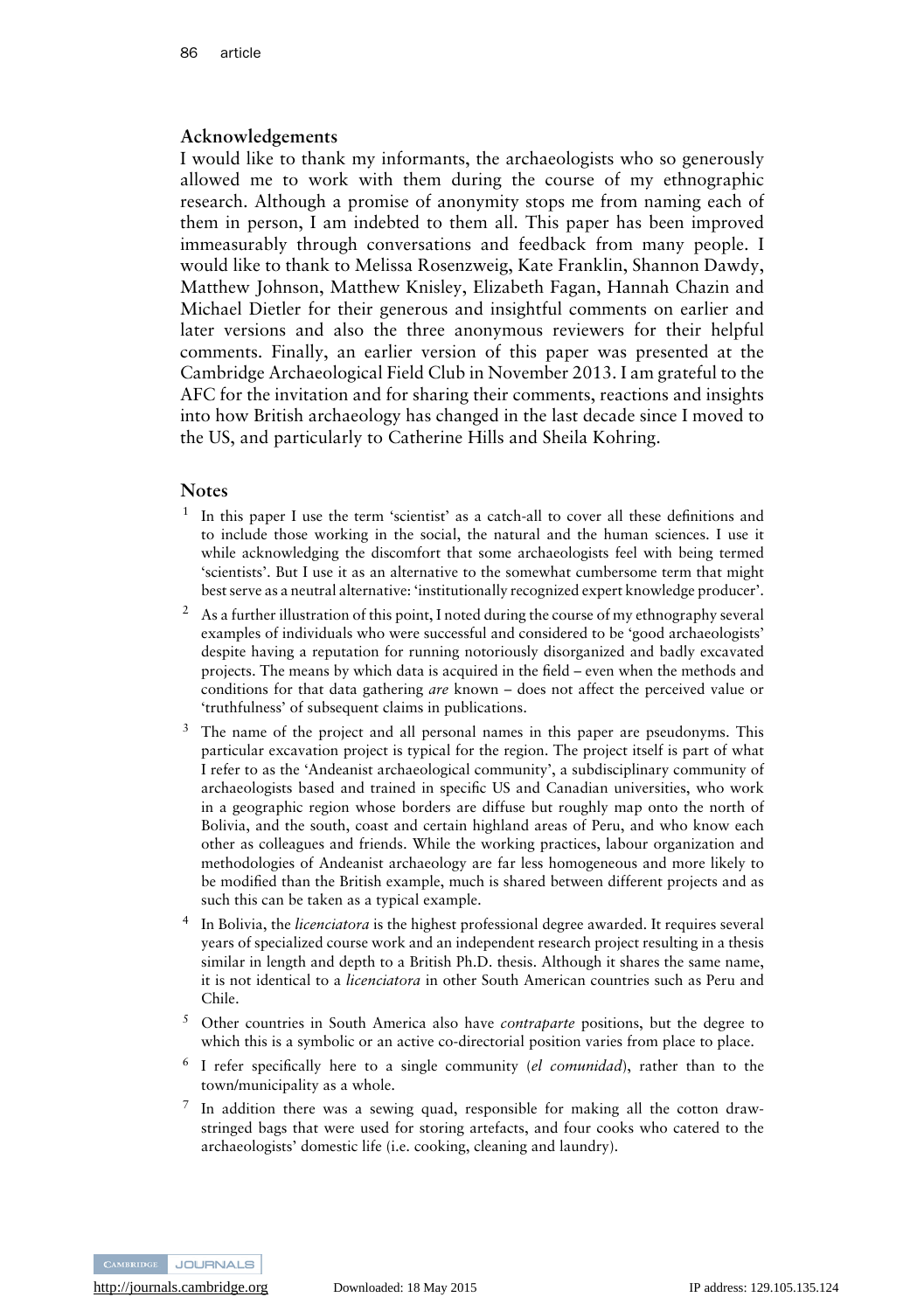## Acknowledgements

I would like to thank my informants, the archaeologists who so generously allowed me to work with them during the course of my ethnographic research. Although a promise of anonymity stops me from naming each of them in person, I am indebted to them all. This paper has been improved immeasurably through conversations and feedback from many people. I would like to thank to Melissa Rosenzweig, Kate Franklin, Shannon Dawdy, Matthew Johnson, Matthew Knisley, Elizabeth Fagan, Hannah Chazin and Michael Dietler for their generous and insightful comments on earlier and later versions and also the three anonymous reviewers for their helpful comments. Finally, an earlier version of this paper was presented at the Cambridge Archaeological Field Club in November 2013. I am grateful to the AFC for the invitation and for sharing their comments, reactions and insights into how British archaeology has changed in the last decade since I moved to the US, and particularly to Catherine Hills and Sheila Kohring.

## Notes

1. In this paper I use the term 'scientist' as a catch-all to cover all these definitions and to include those working in the social, the natural and the human sciences. I use it while acknowledging the discomfort that some archaeologists feel with being termed 'scientists'. But I use it as an alternative to the somewhat cumbersome term that might best serve as a neutral alternative: 'institutionally recognized expert knowledge producer'.

2. As a further illustration of this point, I noted during the course of my ethnography several examples of individuals who were successful and considered to be 'good archaeologists' despite having a reputation for running notoriously disorganized and badly excavated projects. The means by which data is acquired in the field – even when the methods and conditions for that data gathering *are* known – does not affect the perceived value or 'truthfulness' of subsequent claims in publications.

3. The name of the project and all personal names in this paper are pseudonyms. This particular excavation project is typical for the region. The project itself is part of what I refer to as the 'Andeanist archaeological community', a subdisciplinary community of archaeologists based and trained in specific US and Canadian universities, who work in a geographic region whose borders are diffuse but roughly map onto the north of Bolivia, and the south, coast and certain highland areas of Peru, and who know each other as colleagues and friends. While the working practices, labour organization and methodologies of Andeanist archaeology are far less homogeneous and more likely to be modified than the British example, much is shared between different projects and as such this can be taken as a typical example.

4. In Bolivia, the *licenciatora* is the highest professional degree awarded. It requires several years of specialized course work and an independent research project resulting in a thesis similar in length and depth to a British Ph.D. thesis. Although it shares the same name, it is not identical to a *licenciatora* in other South American countries such as Peru and Chile.

5. Other countries in South America also have *contraparte* positions, but the degree to which this is a symbolic or an active co-directorial position varies from place to place.

6. I refer specifically here to a single community (*el comunidad*), rather than to the town/municipality as a whole.

7. In addition there was a sewing quad, responsible for making all the cotton draw-stringed bags that were used for storing artefacts, and four cooks who catered to the archaeologists' domestic life (i.e. cooking, cleaning and laundry).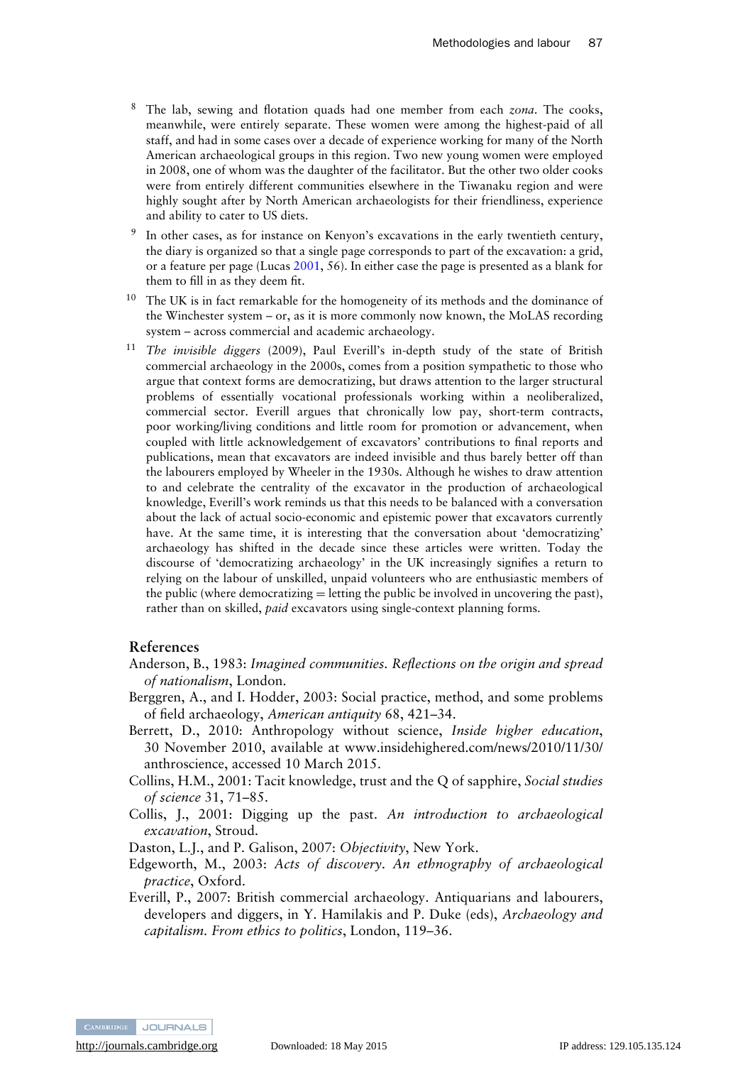[8] The lab, sewing and flotation quads had one member from each *zona*. The cooks, meanwhile, were entirely separate. These women were among the highest-paid of all staff, and had in some cases over a decade of experience working for many of the North American archaeological groups in this region. Two new young women were employed in 2008, one of whom was the daughter of the facilitator. But the other two older cooks were from entirely different communities elsewhere in the Tiwanaku region and were highly sought after by North American archaeologists for their friendliness, experience and ability to cater to US diets.

[9] In other cases, as for instance on Kenyon's excavations in the early twentieth century, the diary is organized so that a single page corresponds to part of the excavation: a grid, or a feature per page (Lucas 2001, 56). In either case the page is presented as a blank for them to fill in as they deem fit.

[10] The UK is in fact remarkable for the homogeneity of its methods and the dominance of the Winchester system – or, as it is more commonly now known, the MoLAS recording system – across commercial and academic archaeology.

[11] *The invisible diggers* (2009), Paul Everill's in-depth study of the state of British commercial archaeology in the 2000s, comes from a position sympathetic to those who argue that context forms are democratizing, but draws attention to the larger structural problems of essentially vocational professionals working within a neoliberalized, commercial sector. Everill argues that chronically low pay, short-term contracts, poor working/living conditions and little room for promotion or advancement, when coupled with little acknowledgement of excavators' contributions to final reports and publications, mean that excavators are indeed invisible and thus barely better off than the labourers employed by Wheeler in the 1930s. Although he wishes to draw attention to and celebrate the centrality of the excavator in the production of archaeological knowledge, Everill's work reminds us that this needs to be balanced with a conversation about the lack of actual socio-economic and epistemic power that excavators currently have. At the same time, it is interesting that the conversation about 'democratizing' archaeology has shifted in the decade since these articles were written. Today the discourse of 'democratizing archaeology' in the UK increasingly signifies a return to relying on the labour of unskilled, unpaid volunteers who are enthusiastic members of the public (where democratizing = letting the public be involved in uncovering the past), rather than on skilled, *paid* excavators using single-context planning forms.

## References

Anderson, B., 1983: *Imagined communities. Reflections on the origin and spread of nationalism*, London.

Berggren, A., and I. Hodder, 2003: Social practice, method, and some problems of field archaeology, *American antiquity* 68, 421–34.

Berrett, D., 2010: Anthropology without science, *Inside higher education*, 30 November 2010, available at www.insidehighered.com/news/2010/11/30/anthroscience, accessed 10 March 2015.

Collins, H.M., 2001: Tacit knowledge, trust and the Q of sapphire, *Social studies of science* 31, 71–85.

Collis, J., 2001: Digging up the past. *An introduction to archaeological excavation*, Stroud.

Daston, L.J., and P. Galison, 2007: *Objectivity*, New York.

Edgeworth, M., 2003: *Acts of discovery. An ethnography of archaeological practice*, Oxford.

Everill, P., 2007: British commercial archaeology. Antiquarians and labourers, developers and diggers, in Y. Hamilakis and P. Duke (eds), *Archaeology and capitalism. From ethics to politics*, London, 119–36.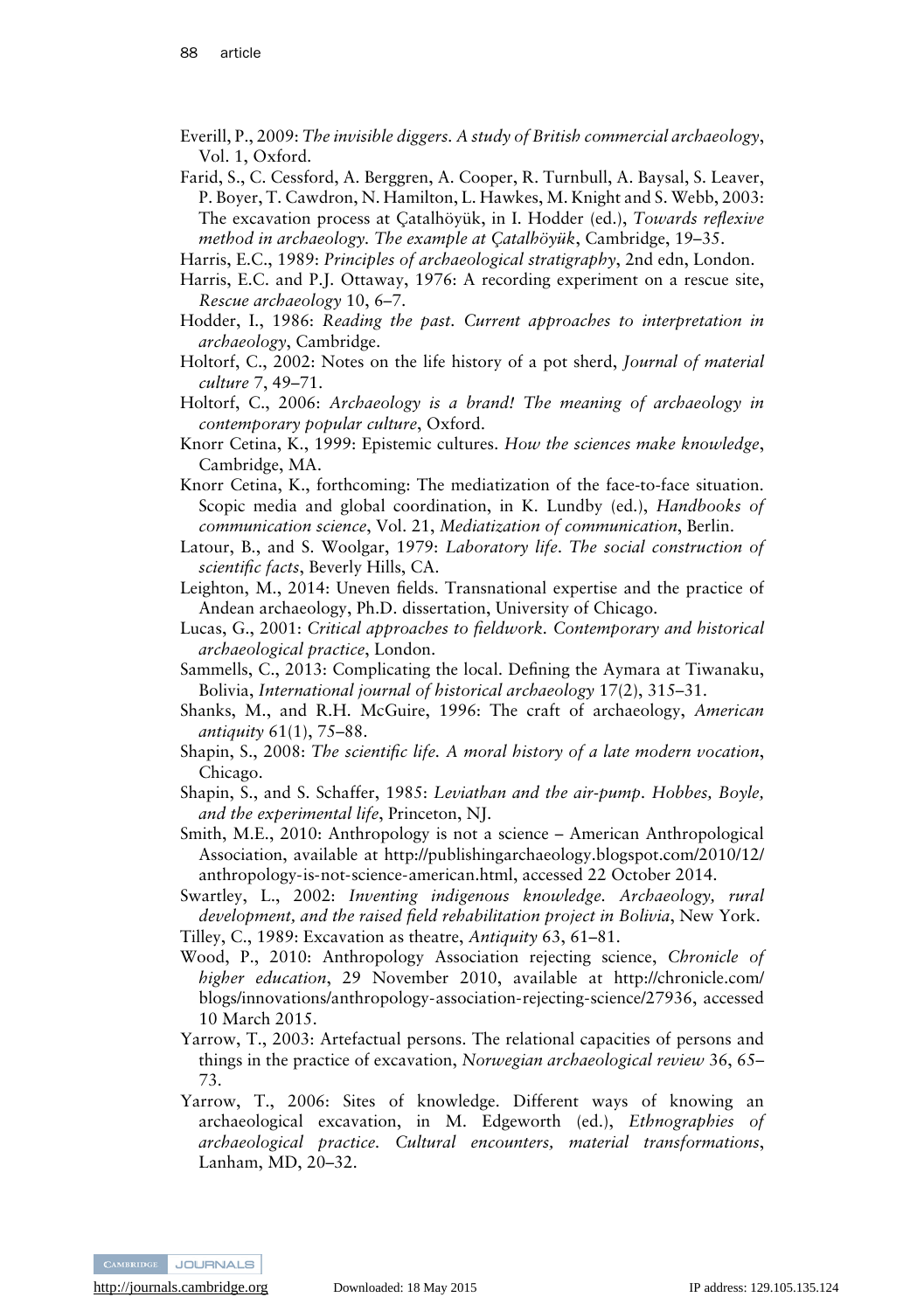Everill, P., 2009: *The invisible diggers. A study of British commercial archaeology*, Vol. 1, Oxford.

Farid, S., C. Cessford, A. Berggren, A. Cooper, R. Turnbull, A. Baysal, S. Leaver, P. Boyer, T. Cawdron, N. Hamilton, L. Hawkes, M. Knight and S. Webb, 2003: The excavation process at Çatalhöyük, in I. Hodder (ed.), *Towards reflexive method in archaeology. The example at Çatalhöyük*, Cambridge, 19–35.

Harris, E.C., 1989: *Principles of archaeological stratigraphy*, 2nd edn, London.

Harris, E.C. and P.J. Ottaway, 1976: A recording experiment on a rescue site, *Rescue archaeology* 10, 6–7.

Hodder, I., 1986: *Reading the past. Current approaches to interpretation in archaeology*, Cambridge.

Holtorf, C., 2002: Notes on the life history of a pot sherd, *Journal of material culture* 7, 49–71.

Holtorf, C., 2006: *Archaeology is a brand! The meaning of archaeology in contemporary popular culture*, Oxford.

Knorr Cetina, K., 1999: Epistemic cultures. *How the sciences make knowledge*, Cambridge, MA.

Knorr Cetina, K., forthcoming: The mediatization of the face-to-face situation. Scopic media and global coordination, in K. Lundby (ed.), *Handbooks of communication science*, Vol. 21, *Mediatization of communication*, Berlin.

Latour, B., and S. Woolgar, 1979: *Laboratory life. The social construction of scientific facts*, Beverly Hills, CA.

Leighton, M., 2014: Uneven fields. Transnational expertise and the practice of Andean archaeology, Ph.D. dissertation, University of Chicago.

Lucas, G., 2001: *Critical approaches to fieldwork. Contemporary and historical archaeological practice*, London.

Sammells, C., 2013: Complicating the local. Defining the Aymara at Tiwanaku, Bolivia, *International journal of historical archaeology* 17(2), 315–31.

Shanks, M., and R.H. McGuire, 1996: The craft of archaeology, *American antiquity* 61(1), 75–88.

Shapin, S., 2008: *The scientific life. A moral history of a late modern vocation*, Chicago.

Shapin, S., and S. Schaffer, 1985: *Leviathan and the air-pump. Hobbes, Boyle, and the experimental life*, Princeton, NJ.

Smith, M.E., 2010: Anthropology is not a science – American Anthropological Association, available at http://publishingarchaeology.blogspot.com/2010/12/anthropology-is-not-science-american.html, accessed 22 October 2014.

Swartley, L., 2002: *Inventing indigenous knowledge. Archaeology, rural development, and the raised field rehabilitation project in Bolivia*, New York.

Tilley, C., 1989: Excavation as theatre, *Antiquity* 63, 61–81.

Wood, P., 2010: Anthropology Association rejecting science, *Chronicle of higher education*, 29 November 2010, available at http://chronicle.com/blogs/innovations/anthropology-association-rejecting-science/27936, accessed 10 March 2015.

Yarrow, T., 2003: Artefactual persons. The relational capacities of persons and things in the practice of excavation, *Norwegian archaeological review* 36, 65–73.

Yarrow, T., 2006: Sites of knowledge. Different ways of knowing an archaeological excavation, in M. Edgeworth (ed.), *Ethnographies of archaeological practice. Cultural encounters, material transformations*, Lanham, MD, 20–32.